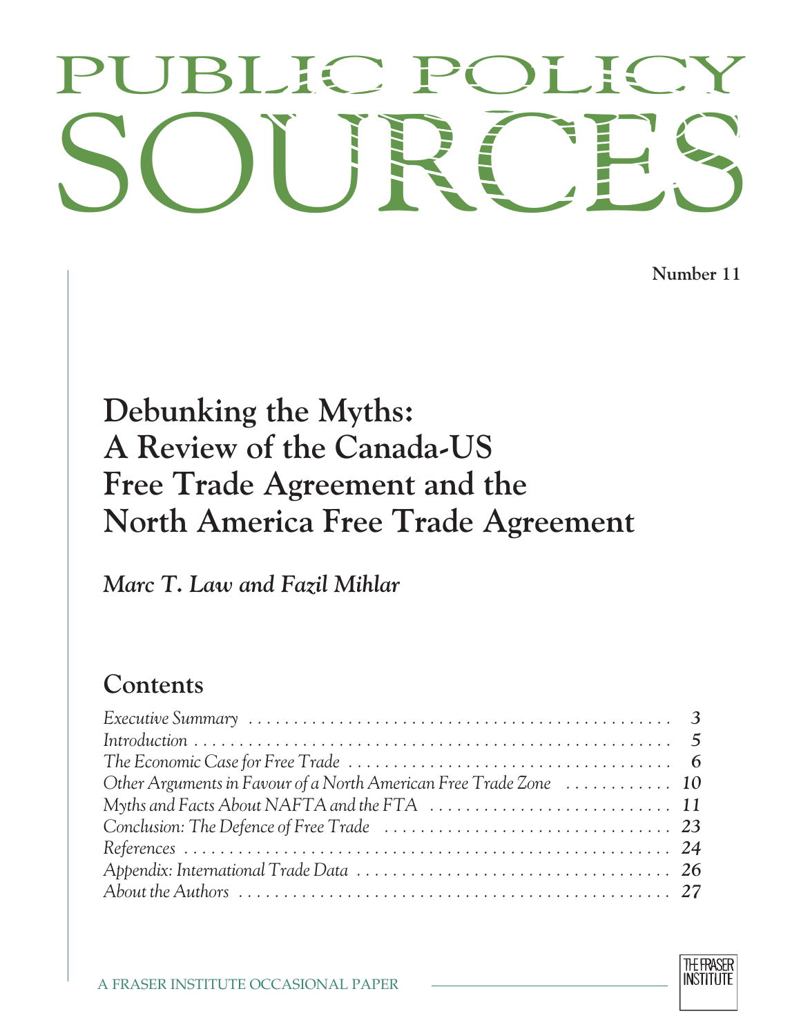# PUBLIC POLICY SOURCES

**Number 11**

# Debunking the Myths: A Review of the Canada-US Free Trade Agreement and the North America Free Trade Agreement

*Marc T. Law and Fazil Mihlar*

## Contents

| | |
|---|---|
| *Executive Summary* | *3* |
| *Introduction* | *5* |
| *The Economic Case for Free Trade* | *6* |
| *Other Arguments in Favour of a North American Free Trade Zone* | *10* |
| *Myths and Facts About NAFTA and the FTA* | *11* |
| *Conclusion: The Defence of Free Trade* | *23* |
| *References* | *24* |
| *Appendix: International Trade Data* | *26* |
| *About the Authors* | *27* |

A FRASER INSTITUTE OCCASIONAL PAPER

THE FRASER INSTITUTE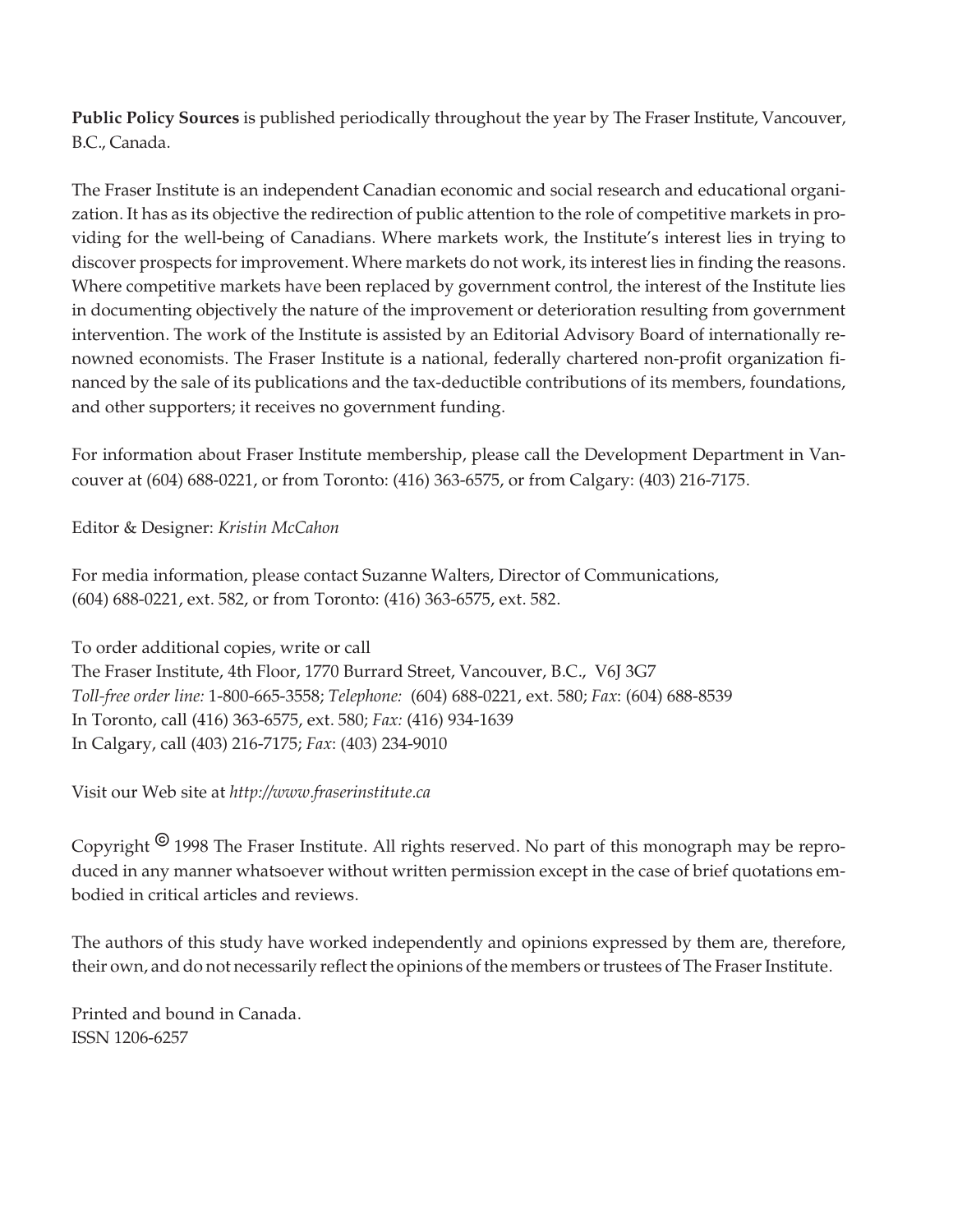**Public Policy Sources** is published periodically throughout the year by The Fraser Institute, Vancouver, B.C., Canada.

The Fraser Institute is an independent Canadian economic and social research and educational organization. It has as its objective the redirection of public attention to the role of competitive markets in providing for the well-being of Canadians. Where markets work, the Institute's interest lies in trying to discover prospects for improvement. Where markets do not work, its interest lies in finding the reasons. Where competitive markets have been replaced by government control, the interest of the Institute lies in documenting objectively the nature of the improvement or deterioration resulting from government intervention. The work of the Institute is assisted by an Editorial Advisory Board of internationally renowned economists. The Fraser Institute is a national, federally chartered non-profit organization financed by the sale of its publications and the tax-deductible contributions of its members, foundations, and other supporters; it receives no government funding.

For information about Fraser Institute membership, please call the Development Department in Vancouver at (604) 688-0221, or from Toronto: (416) 363-6575, or from Calgary: (403) 216-7175.

Editor & Designer: *Kristin McCahon*

For media information, please contact Suzanne Walters, Director of Communications, (604) 688-0221, ext. 582, or from Toronto: (416) 363-6575, ext. 582.

To order additional copies, write or call
The Fraser Institute, 4th Floor, 1770 Burrard Street, Vancouver, B.C., V6J 3G7
*Toll-free order line:* 1-800-665-3558; *Telephone:* (604) 688-0221, ext. 580; *Fax*: (604) 688-8539
In Toronto, call (416) 363-6575, ext. 580; *Fax:* (416) 934-1639
In Calgary, call (403) 216-7175; *Fax*: (403) 234-9010

Visit our Web site at *http://www.fraserinstitute.ca*

Copyright © 1998 The Fraser Institute. All rights reserved. No part of this monograph may be reproduced in any manner whatsoever without written permission except in the case of brief quotations embodied in critical articles and reviews.

The authors of this study have worked independently and opinions expressed by them are, therefore, their own, and do not necessarily reflect the opinions of the members or trustees of The Fraser Institute.

Printed and bound in Canada.
ISSN 1206-6257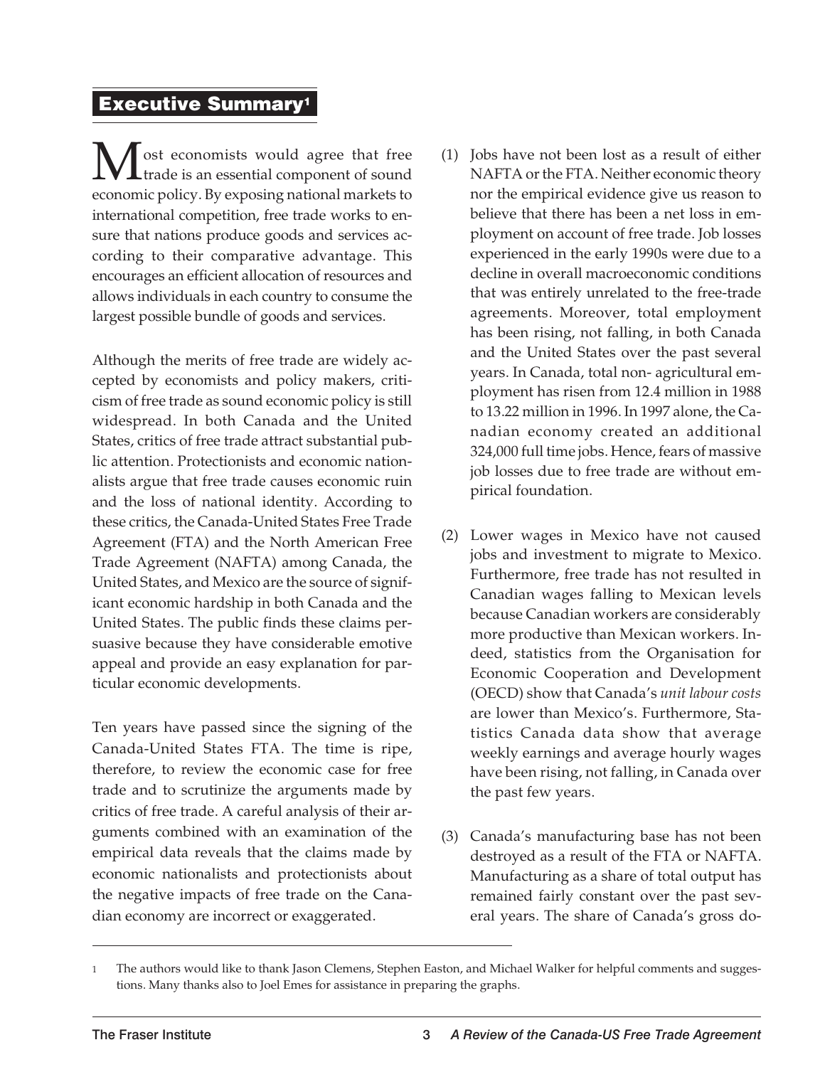## Executive Summary[1]

Most economists would agree that free trade is an essential component of sound economic policy. By exposing national markets to international competition, free trade works to ensure that nations produce goods and services according to their comparative advantage. This encourages an efficient allocation of resources and allows individuals in each country to consume the largest possible bundle of goods and services.

Although the merits of free trade are widely accepted by economists and policy makers, criticism of free trade as sound economic policy is still widespread. In both Canada and the United States, critics of free trade attract substantial public attention. Protectionists and economic nationalists argue that free trade causes economic ruin and the loss of national identity. According to these critics, the Canada-United States Free Trade Agreement (FTA) and the North American Free Trade Agreement (NAFTA) among Canada, the United States, and Mexico are the source of significant economic hardship in both Canada and the United States. The public finds these claims persuasive because they have considerable emotive appeal and provide an easy explanation for particular economic developments.

Ten years have passed since the signing of the Canada-United States FTA. The time is ripe, therefore, to review the economic case for free trade and to scrutinize the arguments made by critics of free trade. A careful analysis of their arguments combined with an examination of the empirical data reveals that the claims made by economic nationalists and protectionists about the negative impacts of free trade on the Canadian economy are incorrect or exaggerated.

(1) Jobs have not been lost as a result of either NAFTA or the FTA. Neither economic theory nor the empirical evidence give us reason to believe that there has been a net loss in employment on account of free trade. Job losses experienced in the early 1990s were due to a decline in overall macroeconomic conditions that was entirely unrelated to the free-trade agreements. Moreover, total employment has been rising, not falling, in both Canada and the United States over the past several years. In Canada, total non- agricultural employment has risen from 12.4 million in 1988 to 13.22 million in 1996. In 1997 alone, the Canadian economy created an additional 324,000 full time jobs. Hence, fears of massive job losses due to free trade are without empirical foundation.

(2) Lower wages in Mexico have not caused jobs and investment to migrate to Mexico. Furthermore, free trade has not resulted in Canadian wages falling to Mexican levels because Canadian workers are considerably more productive than Mexican workers. Indeed, statistics from the Organisation for Economic Cooperation and Development (OECD) show that Canada's *unit labour costs* are lower than Mexico's. Furthermore, Statistics Canada data show that average weekly earnings and average hourly wages have been rising, not falling, in Canada over the past few years.

(3) Canada's manufacturing base has not been destroyed as a result of the FTA or NAFTA. Manufacturing as a share of total output has remained fairly constant over the past several years. The share of Canada's gross do-

[1] The authors would like to thank Jason Clemens, Stephen Easton, and Michael Walker for helpful comments and suggestions. Many thanks also to Joel Emes for assistance in preparing the graphs.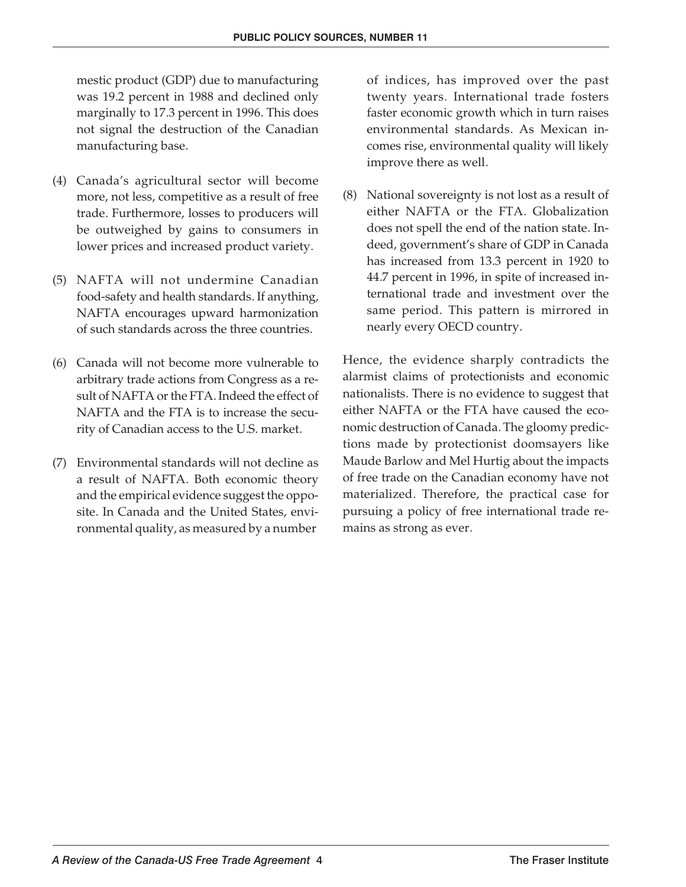mestic product (GDP) due to manufacturing was 19.2 percent in 1988 and declined only marginally to 17.3 percent in 1996. This does not signal the destruction of the Canadian manufacturing base.

(4) Canada's agricultural sector will become more, not less, competitive as a result of free trade. Furthermore, losses to producers will be outweighed by gains to consumers in lower prices and increased product variety.

(5) NAFTA will not undermine Canadian food-safety and health standards. If anything, NAFTA encourages upward harmonization of such standards across the three countries.

(6) Canada will not become more vulnerable to arbitrary trade actions from Congress as a result of NAFTA or the FTA. Indeed the effect of NAFTA and the FTA is to increase the security of Canadian access to the U.S. market.

(7) Environmental standards will not decline as a result of NAFTA. Both economic theory and the empirical evidence suggest the opposite. In Canada and the United States, environmental quality, as measured by a number of indices, has improved over the past twenty years. International trade fosters faster economic growth which in turn raises environmental standards. As Mexican incomes rise, environmental quality will likely improve there as well.

(8) National sovereignty is not lost as a result of either NAFTA or the FTA. Globalization does not spell the end of the nation state. Indeed, government's share of GDP in Canada has increased from 13.3 percent in 1920 to 44.7 percent in 1996, in spite of increased international trade and investment over the same period. This pattern is mirrored in nearly every OECD country.

Hence, the evidence sharply contradicts the alarmist claims of protectionists and economic nationalists. There is no evidence to suggest that either NAFTA or the FTA have caused the economic destruction of Canada. The gloomy predictions made by protectionist doomsayers like Maude Barlow and Mel Hurtig about the impacts of free trade on the Canadian economy have not materialized. Therefore, the practical case for pursuing a policy of free international trade remains as strong as ever.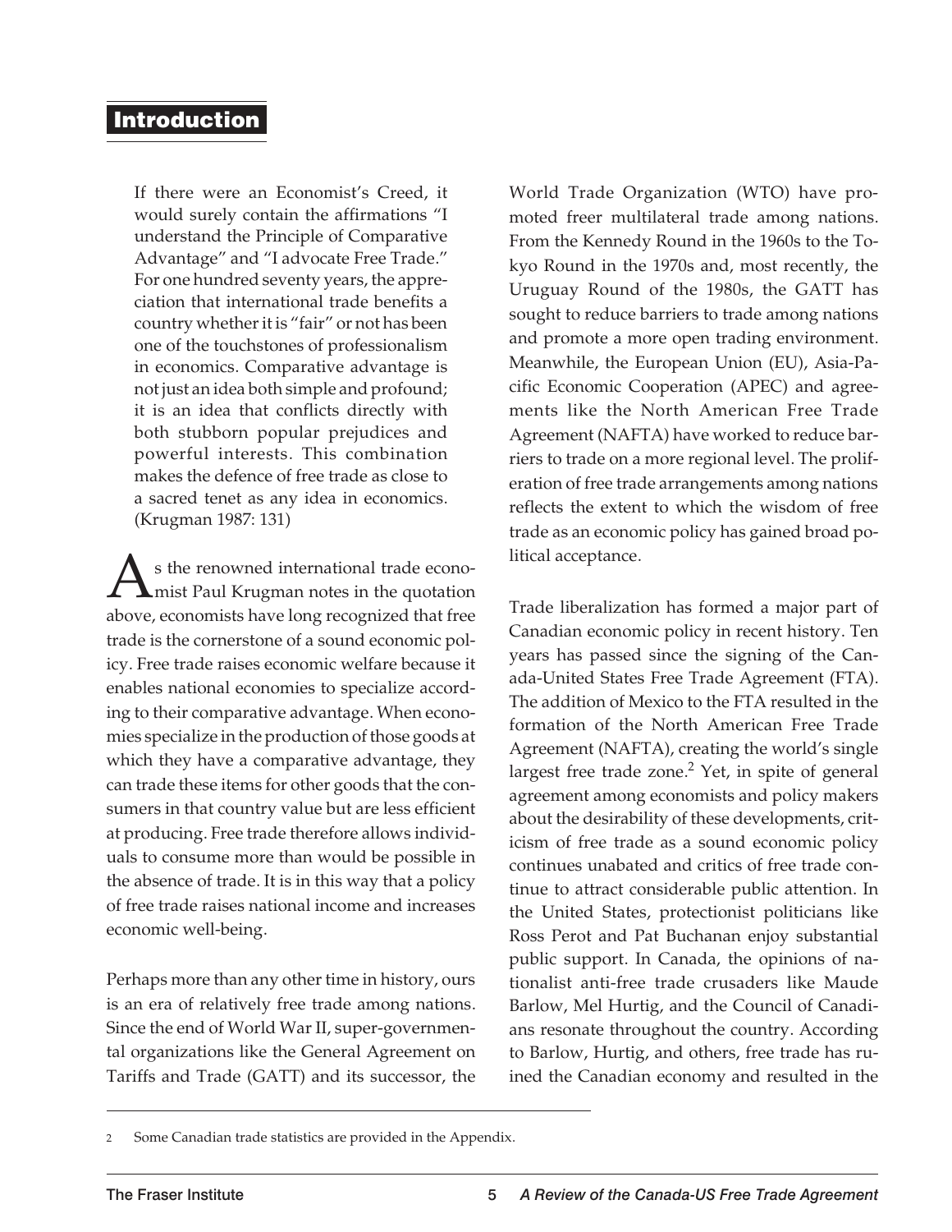## Introduction

> If there were an Economist's Creed, it would surely contain the affirmations "I understand the Principle of Comparative Advantage" and "I advocate Free Trade." For one hundred seventy years, the appreciation that international trade benefits a country whether it is "fair" or not has been one of the touchstones of professionalism in economics. Comparative advantage is not just an idea both simple and profound; it is an idea that conflicts directly with both stubborn popular prejudices and powerful interests. This combination makes the defence of free trade as close to a sacred tenet as any idea in economics. (Krugman 1987: 131)

As the renowned international trade economist Paul Krugman notes in the quotation above, economists have long recognized that free trade is the cornerstone of a sound economic policy. Free trade raises economic welfare because it enables national economies to specialize according to their comparative advantage. When economies specialize in the production of those goods at which they have a comparative advantage, they can trade these items for other goods that the consumers in that country value but are less efficient at producing. Free trade therefore allows individuals to consume more than would be possible in the absence of trade. It is in this way that a policy of free trade raises national income and increases economic well-being.

Perhaps more than any other time in history, ours is an era of relatively free trade among nations. Since the end of World War II, super-governmental organizations like the General Agreement on Tariffs and Trade (GATT) and its successor, the World Trade Organization (WTO) have promoted freer multilateral trade among nations. From the Kennedy Round in the 1960s to the Tokyo Round in the 1970s and, most recently, the Uruguay Round of the 1980s, the GATT has sought to reduce barriers to trade among nations and promote a more open trading environment. Meanwhile, the European Union (EU), Asia-Pacific Economic Cooperation (APEC) and agreements like the North American Free Trade Agreement (NAFTA) have worked to reduce barriers to trade on a more regional level. The proliferation of free trade arrangements among nations reflects the extent to which the wisdom of free trade as an economic policy has gained broad political acceptance.

Trade liberalization has formed a major part of Canadian economic policy in recent history. Ten years has passed since the signing of the Canada-United States Free Trade Agreement (FTA). The addition of Mexico to the FTA resulted in the formation of the North American Free Trade Agreement (NAFTA), creating the world's single largest free trade zone.[2] Yet, in spite of general agreement among economists and policy makers about the desirability of these developments, criticism of free trade as a sound economic policy continues unabated and critics of free trade continue to attract considerable public attention. In the United States, protectionist politicians like Ross Perot and Pat Buchanan enjoy substantial public support. In Canada, the opinions of nationalist anti-free trade crusaders like Maude Barlow, Mel Hurtig, and the Council of Canadians resonate throughout the country. According to Barlow, Hurtig, and others, free trade has ruined the Canadian economy and resulted in the

---

[2] Some Canadian trade statistics are provided in the Appendix.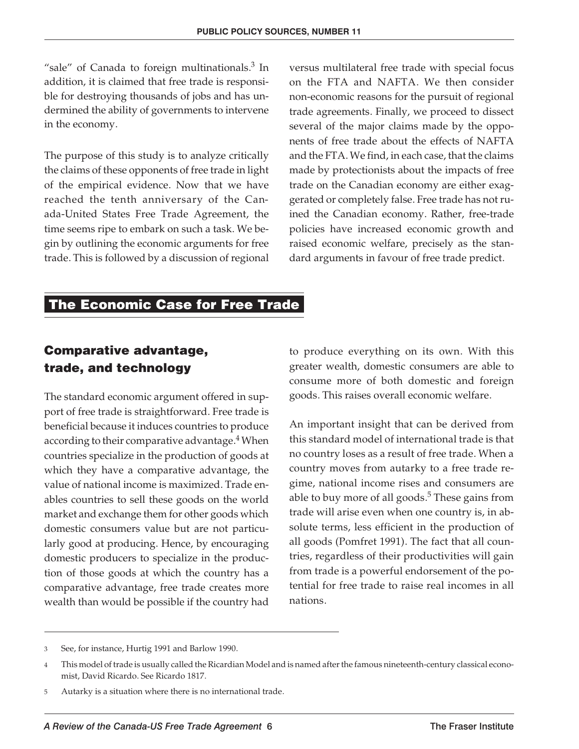"sale" of Canada to foreign multinationals.[3] In addition, it is claimed that free trade is responsible for destroying thousands of jobs and has undermined the ability of governments to intervene in the economy.

The purpose of this study is to analyze critically the claims of these opponents of free trade in light of the empirical evidence. Now that we have reached the tenth anniversary of the Canada-United States Free Trade Agreement, the time seems ripe to embark on such a task. We begin by outlining the economic arguments for free trade. This is followed by a discussion of regional versus multilateral free trade with special focus on the FTA and NAFTA. We then consider non-economic reasons for the pursuit of regional trade agreements. Finally, we proceed to dissect several of the major claims made by the opponents of free trade about the effects of NAFTA and the FTA. We find, in each case, that the claims made by protectionists about the impacts of free trade on the Canadian economy are either exaggerated or completely false. Free trade has not ruined the Canadian economy. Rather, free-trade policies have increased economic growth and raised economic welfare, precisely as the standard arguments in favour of free trade predict.

## The Economic Case for Free Trade

### Comparative advantage, trade, and technology

The standard economic argument offered in support of free trade is straightforward. Free trade is beneficial because it induces countries to produce according to their comparative advantage.[4] When countries specialize in the production of goods at which they have a comparative advantage, the value of national income is maximized. Trade enables countries to sell these goods on the world market and exchange them for other goods which domestic consumers value but are not particularly good at producing. Hence, by encouraging domestic producers to specialize in the production of those goods at which the country has a comparative advantage, free trade creates more wealth than would be possible if the country had to produce everything on its own. With this greater wealth, domestic consumers are able to consume more of both domestic and foreign goods. This raises overall economic welfare.

An important insight that can be derived from this standard model of international trade is that no country loses as a result of free trade. When a country moves from autarky to a free trade regime, national income rises and consumers are able to buy more of all goods.[5] These gains from trade will arise even when one country is, in absolute terms, less efficient in the production of all goods (Pomfret 1991). The fact that all countries, regardless of their productivities will gain from trade is a powerful endorsement of the potential for free trade to raise real incomes in all nations.

---

3 See, for instance, Hurtig 1991 and Barlow 1990.

4 This model of trade is usually called the Ricardian Model and is named after the famous nineteenth-century classical economist, David Ricardo. See Ricardo 1817.

5 Autarky is a situation where there is no international trade.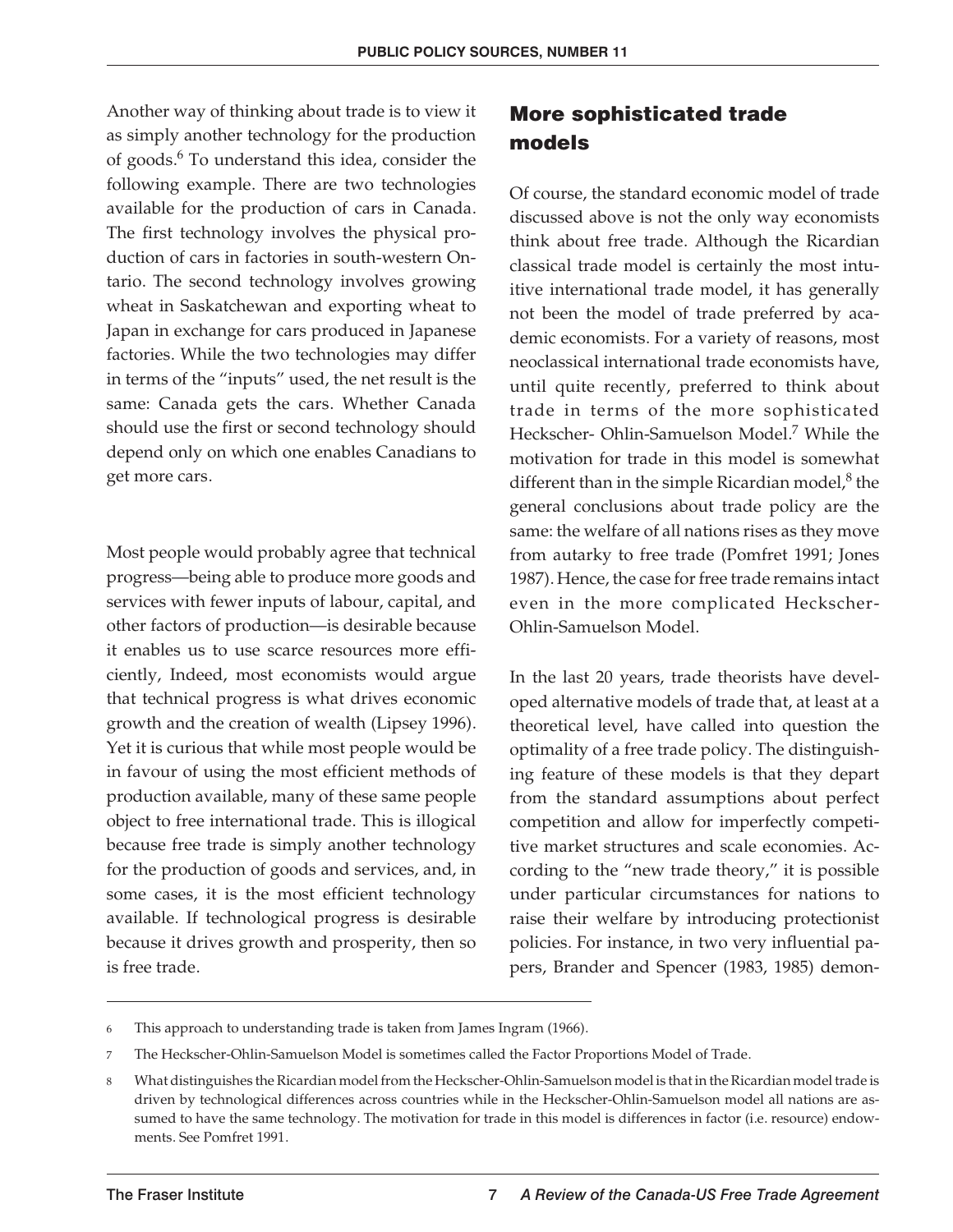Another way of thinking about trade is to view it as simply another technology for the production of goods.[6] To understand this idea, consider the following example. There are two technologies available for the production of cars in Canada. The first technology involves the physical production of cars in factories in south-western Ontario. The second technology involves growing wheat in Saskatchewan and exporting wheat to Japan in exchange for cars produced in Japanese factories. While the two technologies may differ in terms of the "inputs" used, the net result is the same: Canada gets the cars. Whether Canada should use the first or second technology should depend only on which one enables Canadians to get more cars.

Most people would probably agree that technical progress—being able to produce more goods and services with fewer inputs of labour, capital, and other factors of production—is desirable because it enables us to use scarce resources more efficiently, Indeed, most economists would argue that technical progress is what drives economic growth and the creation of wealth (Lipsey 1996). Yet it is curious that while most people would be in favour of using the most efficient methods of production available, many of these same people object to free international trade. This is illogical because free trade is simply another technology for the production of goods and services, and, in some cases, it is the most efficient technology available. If technological progress is desirable because it drives growth and prosperity, then so is free trade.

## More sophisticated trade models

Of course, the standard economic model of trade discussed above is not the only way economists think about free trade. Although the Ricardian classical trade model is certainly the most intuitive international trade model, it has generally not been the model of trade preferred by academic economists. For a variety of reasons, most neoclassical international trade economists have, until quite recently, preferred to think about trade in terms of the more sophisticated Heckscher- Ohlin-Samuelson Model.[7] While the motivation for trade in this model is somewhat different than in the simple Ricardian model,[8] the general conclusions about trade policy are the same: the welfare of all nations rises as they move from autarky to free trade (Pomfret 1991; Jones 1987). Hence, the case for free trade remains intact even in the more complicated Heckscher-Ohlin-Samuelson Model.

In the last 20 years, trade theorists have developed alternative models of trade that, at least at a theoretical level, have called into question the optimality of a free trade policy. The distinguishing feature of these models is that they depart from the standard assumptions about perfect competition and allow for imperfectly competitive market structures and scale economies. According to the "new trade theory," it is possible under particular circumstances for nations to raise their welfare by introducing protectionist policies. For instance, in two very influential papers, Brander and Spencer (1983, 1985) demon-

---

6 This approach to understanding trade is taken from James Ingram (1966).

7 The Heckscher-Ohlin-Samuelson Model is sometimes called the Factor Proportions Model of Trade.

8 What distinguishes the Ricardian model from the Heckscher-Ohlin-Samuelson model is that in the Ricardian model trade is driven by technological differences across countries while in the Heckscher-Ohlin-Samuelson model all nations are assumed to have the same technology. The motivation for trade in this model is differences in factor (i.e. resource) endowments. See Pomfret 1991.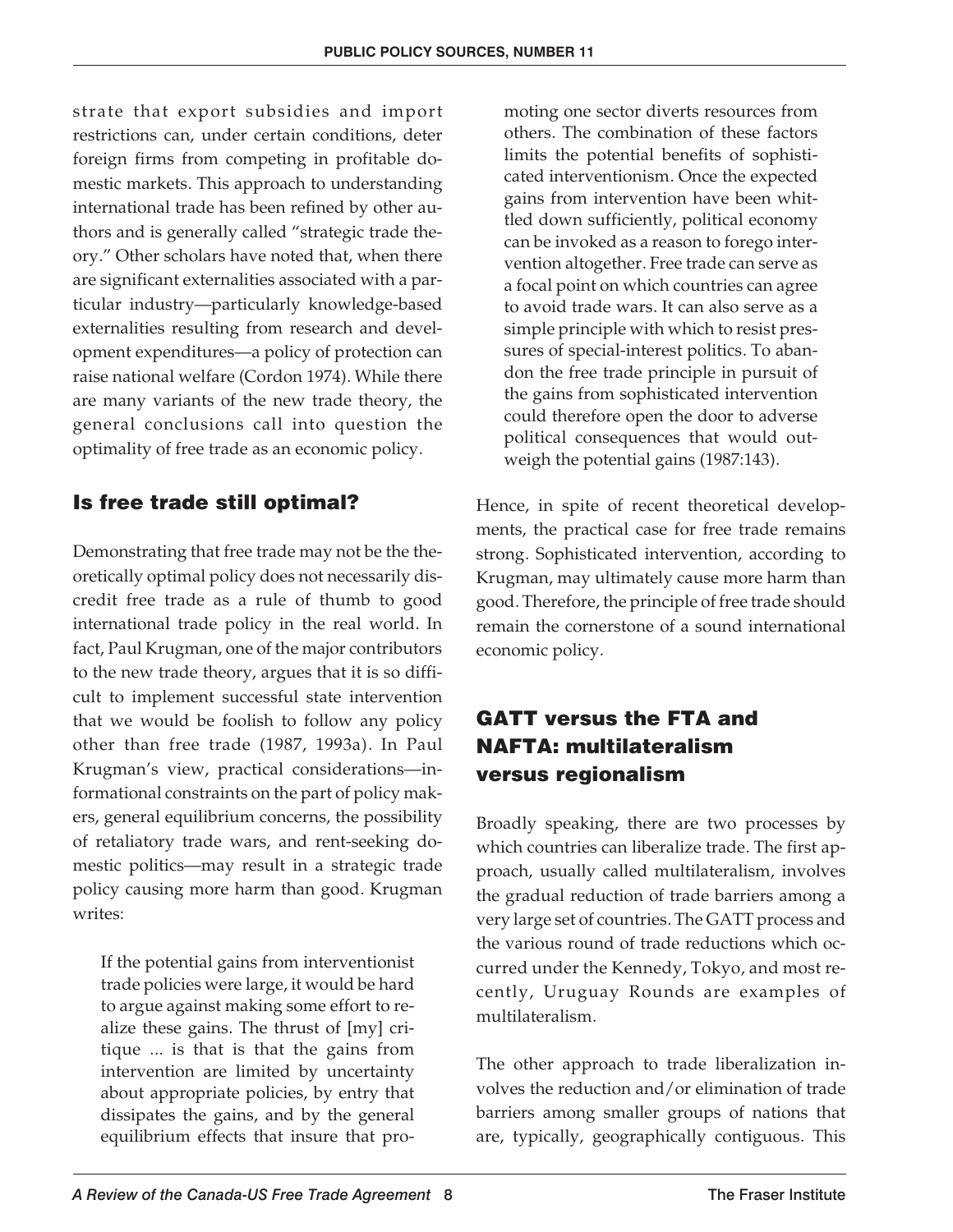strate that export subsidies and import restrictions can, under certain conditions, deter foreign firms from competing in profitable domestic markets. This approach to understanding international trade has been refined by other authors and is generally called "strategic trade theory." Other scholars have noted that, when there are significant externalities associated with a particular industry—particularly knowledge-based externalities resulting from research and development expenditures—a policy of protection can raise national welfare (Cordon 1974). While there are many variants of the new trade theory, the general conclusions call into question the optimality of free trade as an economic policy.

## Is free trade still optimal?

Demonstrating that free trade may not be the theoretically optimal policy does not necessarily discredit free trade as a rule of thumb to good international trade policy in the real world. In fact, Paul Krugman, one of the major contributors to the new trade theory, argues that it is so difficult to implement successful state intervention that we would be foolish to follow any policy other than free trade (1987, 1993a). In Paul Krugman's view, practical considerations—informational constraints on the part of policy makers, general equilibrium concerns, the possibility of retaliatory trade wars, and rent-seeking domestic politics—may result in a strategic trade policy causing more harm than good. Krugman writes:

> If the potential gains from interventionist trade policies were large, it would be hard to argue against making some effort to realize these gains. The thrust of [my] critique ... is that is that the gains from intervention are limited by uncertainty about appropriate policies, by entry that dissipates the gains, and by the general equilibrium effects that insure that promoting one sector diverts resources from others. The combination of these factors limits the potential benefits of sophisticated interventionism. Once the expected gains from intervention have been whittled down sufficiently, political economy can be invoked as a reason to forego intervention altogether. Free trade can serve as a focal point on which countries can agree to avoid trade wars. It can also serve as a simple principle with which to resist pressures of special-interest politics. To abandon the free trade principle in pursuit of the gains from sophisticated intervention could therefore open the door to adverse political consequences that would outweigh the potential gains (1987:143).

Hence, in spite of recent theoretical developments, the practical case for free trade remains strong. Sophisticated intervention, according to Krugman, may ultimately cause more harm than good. Therefore, the principle of free trade should remain the cornerstone of a sound international economic policy.

## GATT versus the FTA and NAFTA: multilateralism versus regionalism

Broadly speaking, there are two processes by which countries can liberalize trade. The first approach, usually called multilateralism, involves the gradual reduction of trade barriers among a very large set of countries. The GATT process and the various round of trade reductions which occurred under the Kennedy, Tokyo, and most recently, Uruguay Rounds are examples of multilateralism.

The other approach to trade liberalization involves the reduction and/or elimination of trade barriers among smaller groups of nations that are, typically, geographically contiguous. This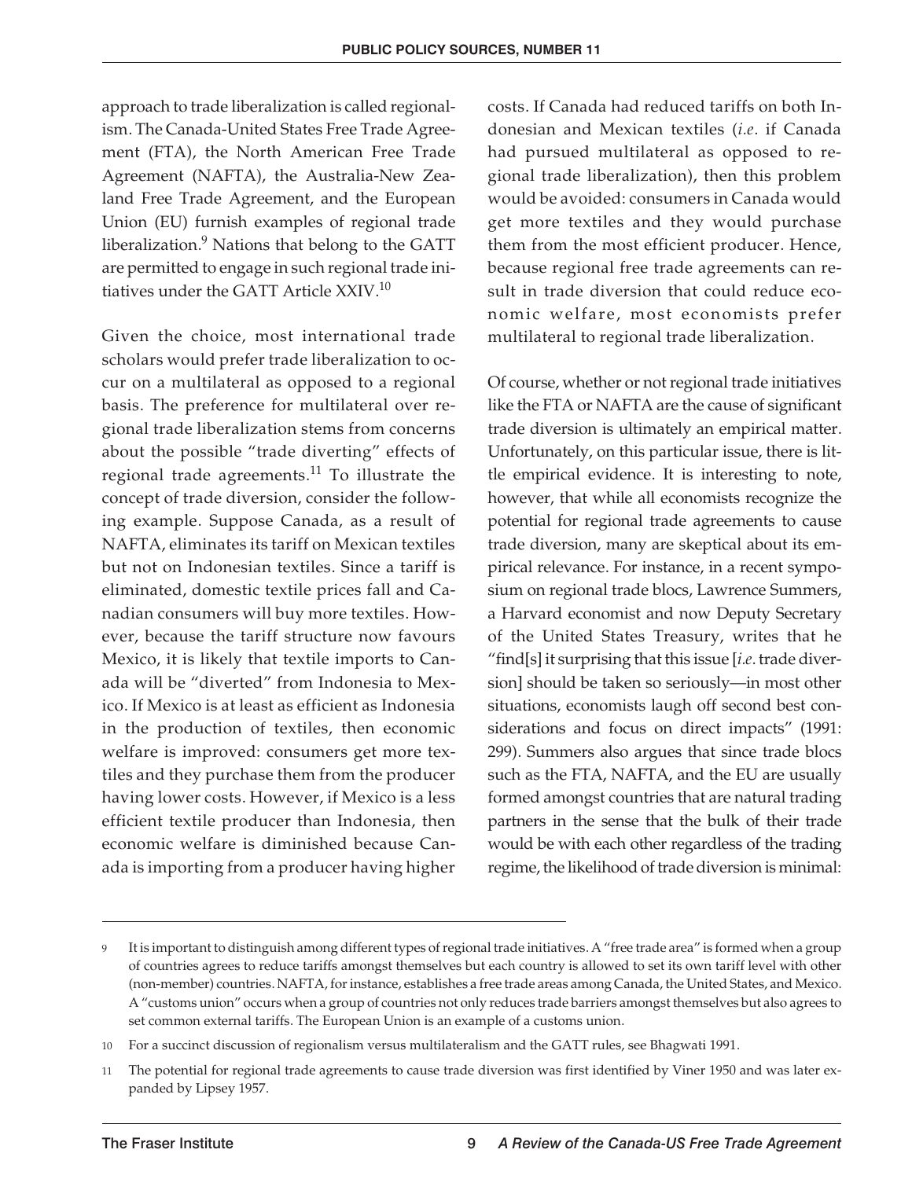approach to trade liberalization is called regionalism. The Canada-United States Free Trade Agreement (FTA), the North American Free Trade Agreement (NAFTA), the Australia-New Zealand Free Trade Agreement, and the European Union (EU) furnish examples of regional trade liberalization.[9] Nations that belong to the GATT are permitted to engage in such regional trade initiatives under the GATT Article XXIV.[10]

Given the choice, most international trade scholars would prefer trade liberalization to occur on a multilateral as opposed to a regional basis. The preference for multilateral over regional trade liberalization stems from concerns about the possible "trade diverting" effects of regional trade agreements.[11] To illustrate the concept of trade diversion, consider the following example. Suppose Canada, as a result of NAFTA, eliminates its tariff on Mexican textiles but not on Indonesian textiles. Since a tariff is eliminated, domestic textile prices fall and Canadian consumers will buy more textiles. However, because the tariff structure now favours Mexico, it is likely that textile imports to Canada will be "diverted" from Indonesia to Mexico. If Mexico is at least as efficient as Indonesia in the production of textiles, then economic welfare is improved: consumers get more textiles and they purchase them from the producer having lower costs. However, if Mexico is a less efficient textile producer than Indonesia, then economic welfare is diminished because Canada is importing from a producer having higher costs. If Canada had reduced tariffs on both Indonesian and Mexican textiles (*i.e.* if Canada had pursued multilateral as opposed to regional trade liberalization), then this problem would be avoided: consumers in Canada would get more textiles and they would purchase them from the most efficient producer. Hence, because regional free trade agreements can result in trade diversion that could reduce economic welfare, most economists prefer multilateral to regional trade liberalization.

Of course, whether or not regional trade initiatives like the FTA or NAFTA are the cause of significant trade diversion is ultimately an empirical matter. Unfortunately, on this particular issue, there is little empirical evidence. It is interesting to note, however, that while all economists recognize the potential for regional trade agreements to cause trade diversion, many are skeptical about its empirical relevance. For instance, in a recent symposium on regional trade blocs, Lawrence Summers, a Harvard economist and now Deputy Secretary of the United States Treasury, writes that he "find[s] it surprising that this issue [*i.e.* trade diversion] should be taken so seriously—in most other situations, economists laugh off second best considerations and focus on direct impacts" (1991: 299). Summers also argues that since trade blocs such as the FTA, NAFTA, and the EU are usually formed amongst countries that are natural trading partners in the sense that the bulk of their trade would be with each other regardless of the trading regime, the likelihood of trade diversion is minimal:

---

9 It is important to distinguish among different types of regional trade initiatives. A "free trade area" is formed when a group of countries agrees to reduce tariffs amongst themselves but each country is allowed to set its own tariff level with other (non-member) countries. NAFTA, for instance, establishes a free trade areas among Canada, the United States, and Mexico. A "customs union" occurs when a group of countries not only reduces trade barriers amongst themselves but also agrees to set common external tariffs. The European Union is an example of a customs union.

10 For a succinct discussion of regionalism versus multilateralism and the GATT rules, see Bhagwati 1991.

11 The potential for regional trade agreements to cause trade diversion was first identified by Viner 1950 and was later expanded by Lipsey 1957.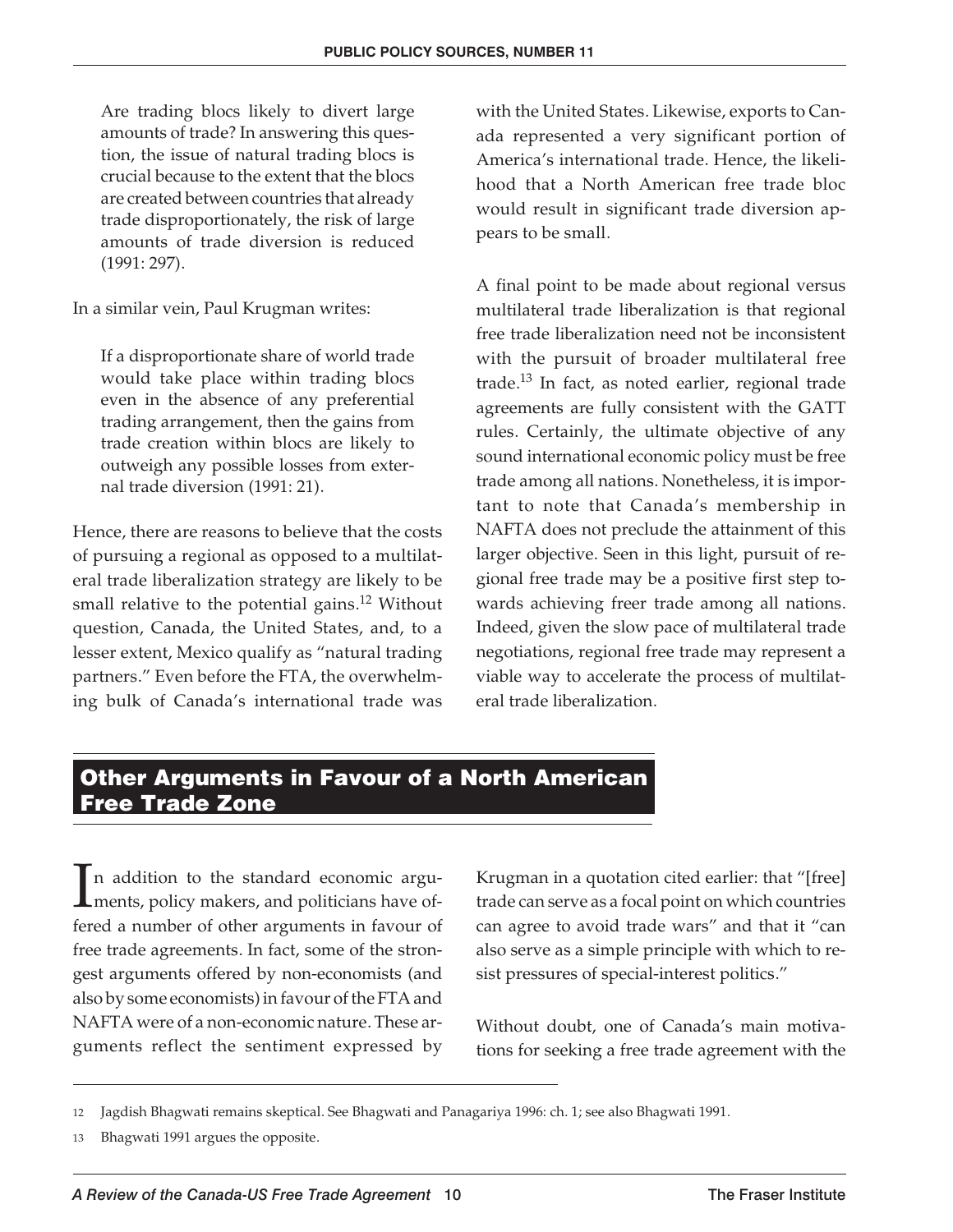> Are trading blocs likely to divert large amounts of trade? In answering this question, the issue of natural trading blocs is crucial because to the extent that the blocs are created between countries that already trade disproportionately, the risk of large amounts of trade diversion is reduced (1991: 297).

In a similar vein, Paul Krugman writes:

> If a disproportionate share of world trade would take place within trading blocs even in the absence of any preferential trading arrangement, then the gains from trade creation within blocs are likely to outweigh any possible losses from external trade diversion (1991: 21).

Hence, there are reasons to believe that the costs of pursuing a regional as opposed to a multilateral trade liberalization strategy are likely to be small relative to the potential gains.[12] Without question, Canada, the United States, and, to a lesser extent, Mexico qualify as "natural trading partners." Even before the FTA, the overwhelming bulk of Canada's international trade was with the United States. Likewise, exports to Canada represented a very significant portion of America's international trade. Hence, the likelihood that a North American free trade bloc would result in significant trade diversion appears to be small.

A final point to be made about regional versus multilateral trade liberalization is that regional free trade liberalization need not be inconsistent with the pursuit of broader multilateral free trade.[13] In fact, as noted earlier, regional trade agreements are fully consistent with the GATT rules. Certainly, the ultimate objective of any sound international economic policy must be free trade among all nations. Nonetheless, it is important to note that Canada's membership in NAFTA does not preclude the attainment of this larger objective. Seen in this light, pursuit of regional free trade may be a positive first step towards achieving freer trade among all nations. Indeed, given the slow pace of multilateral trade negotiations, regional free trade may represent a viable way to accelerate the process of multilateral trade liberalization.

## Other Arguments in Favour of a North American Free Trade Zone

In addition to the standard economic arguments, policy makers, and politicians have offered a number of other arguments in favour of free trade agreements. In fact, some of the strongest arguments offered by non-economists (and also by some economists) in favour of the FTA and NAFTA were of a non-economic nature. These arguments reflect the sentiment expressed by Krugman in a quotation cited earlier: that "[free] trade can serve as a focal point on which countries can agree to avoid trade wars" and that it "can also serve as a simple principle with which to resist pressures of special-interest politics."

Without doubt, one of Canada's main motivations for seeking a free trade agreement with the

---

12 Jagdish Bhagwati remains skeptical. See Bhagwati and Panagariya 1996: ch. 1; see also Bhagwati 1991.

13 Bhagwati 1991 argues the opposite.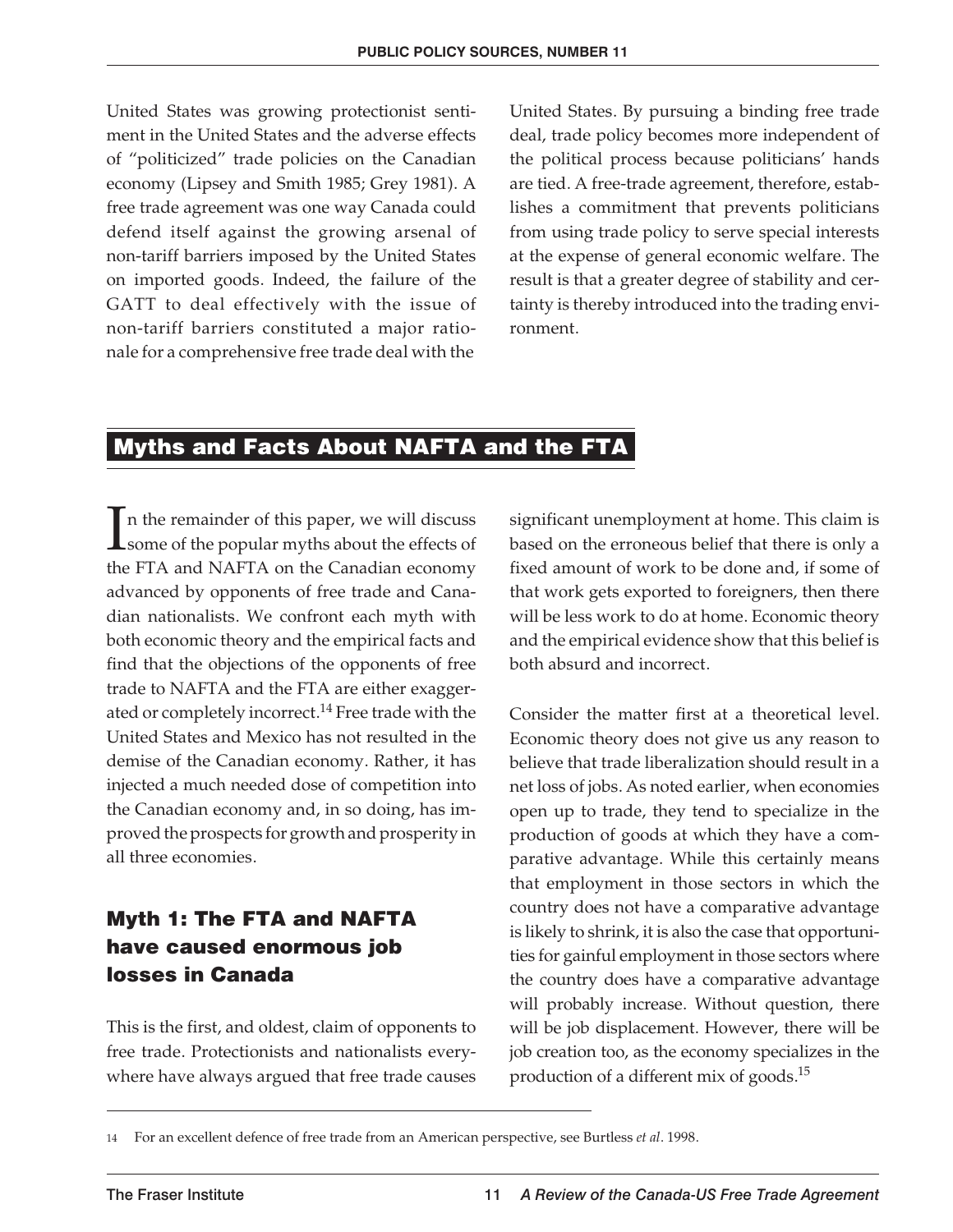United States was growing protectionist sentiment in the United States and the adverse effects of "politicized" trade policies on the Canadian economy (Lipsey and Smith 1985; Grey 1981). A free trade agreement was one way Canada could defend itself against the growing arsenal of non-tariff barriers imposed by the United States on imported goods. Indeed, the failure of the GATT to deal effectively with the issue of non-tariff barriers constituted a major rationale for a comprehensive free trade deal with the United States. By pursuing a binding free trade deal, trade policy becomes more independent of the political process because politicians' hands are tied. A free-trade agreement, therefore, establishes a commitment that prevents politicians from using trade policy to serve special interests at the expense of general economic welfare. The result is that a greater degree of stability and certainty is thereby introduced into the trading environment.

## Myths and Facts About NAFTA and the FTA

In the remainder of this paper, we will discuss some of the popular myths about the effects of the FTA and NAFTA on the Canadian economy advanced by opponents of free trade and Canadian nationalists. We confront each myth with both economic theory and the empirical facts and find that the objections of the opponents of free trade to NAFTA and the FTA are either exaggerated or completely incorrect.[14] Free trade with the United States and Mexico has not resulted in the demise of the Canadian economy. Rather, it has injected a much needed dose of competition into the Canadian economy and, in so doing, has improved the prospects for growth and prosperity in all three economies.

### Myth 1: The FTA and NAFTA have caused enormous job losses in Canada

This is the first, and oldest, claim of opponents to free trade. Protectionists and nationalists everywhere have always argued that free trade causes significant unemployment at home. This claim is based on the erroneous belief that there is only a fixed amount of work to be done and, if some of that work gets exported to foreigners, then there will be less work to do at home. Economic theory and the empirical evidence show that this belief is both absurd and incorrect.

Consider the matter first at a theoretical level. Economic theory does not give us any reason to believe that trade liberalization should result in a net loss of jobs. As noted earlier, when economies open up to trade, they tend to specialize in the production of goods at which they have a comparative advantage. While this certainly means that employment in those sectors in which the country does not have a comparative advantage is likely to shrink, it is also the case that opportunities for gainful employment in those sectors where the country does have a comparative advantage will probably increase. Without question, there will be job displacement. However, there will be job creation too, as the economy specializes in the production of a different mix of goods.[15]

---

14 For an excellent defence of free trade from an American perspective, see Burtless *et al*. 1998.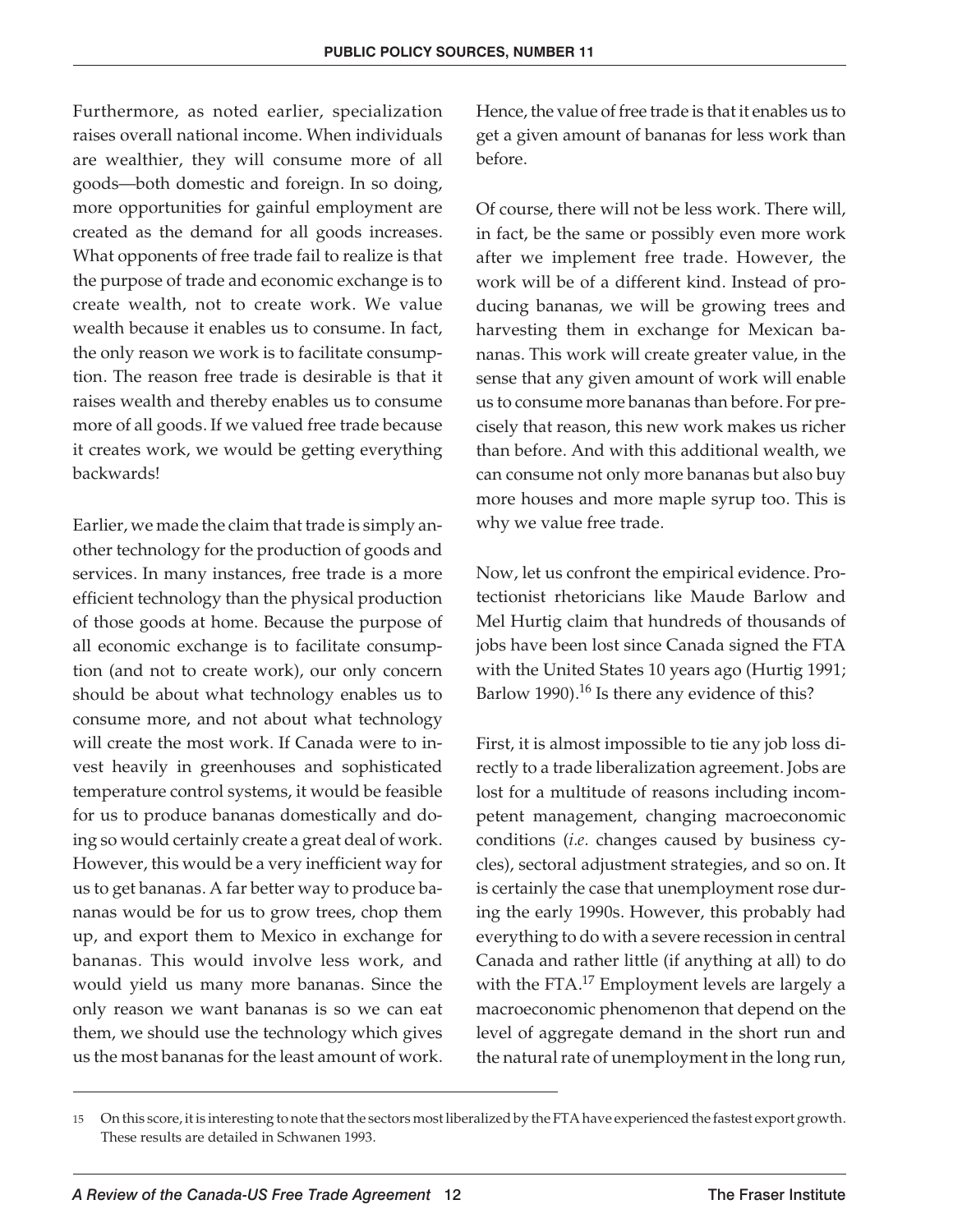Furthermore, as noted earlier, specialization raises overall national income. When individuals are wealthier, they will consume more of all goods—both domestic and foreign. In so doing, more opportunities for gainful employment are created as the demand for all goods increases. What opponents of free trade fail to realize is that the purpose of trade and economic exchange is to create wealth, not to create work. We value wealth because it enables us to consume. In fact, the only reason we work is to facilitate consumption. The reason free trade is desirable is that it raises wealth and thereby enables us to consume more of all goods. If we valued free trade because it creates work, we would be getting everything backwards!

Earlier, we made the claim that trade is simply another technology for the production of goods and services. In many instances, free trade is a more efficient technology than the physical production of those goods at home. Because the purpose of all economic exchange is to facilitate consumption (and not to create work), our only concern should be about what technology enables us to consume more, and not about what technology will create the most work. If Canada were to invest heavily in greenhouses and sophisticated temperature control systems, it would be feasible for us to produce bananas domestically and doing so would certainly create a great deal of work. However, this would be a very inefficient way for us to get bananas. A far better way to produce bananas would be for us to grow trees, chop them up, and export them to Mexico in exchange for bananas. This would involve less work, and would yield us many more bananas. Since the only reason we want bananas is so we can eat them, we should use the technology which gives us the most bananas for the least amount of work. Hence, the value of free trade is that it enables us to get a given amount of bananas for less work than before.

Of course, there will not be less work. There will, in fact, be the same or possibly even more work after we implement free trade. However, the work will be of a different kind. Instead of producing bananas, we will be growing trees and harvesting them in exchange for Mexican bananas. This work will create greater value, in the sense that any given amount of work will enable us to consume more bananas than before. For precisely that reason, this new work makes us richer than before. And with this additional wealth, we can consume not only more bananas but also buy more houses and more maple syrup too. This is why we value free trade.

Now, let us confront the empirical evidence. Protectionist rhetoricians like Maude Barlow and Mel Hurtig claim that hundreds of thousands of jobs have been lost since Canada signed the FTA with the United States 10 years ago (Hurtig 1991; Barlow 1990).[16] Is there any evidence of this?

First, it is almost impossible to tie any job loss directly to a trade liberalization agreement. Jobs are lost for a multitude of reasons including incompetent management, changing macroeconomic conditions (*i.e.* changes caused by business cycles), sectoral adjustment strategies, and so on. It is certainly the case that unemployment rose during the early 1990s. However, this probably had everything to do with a severe recession in central Canada and rather little (if anything at all) to do with the FTA.[17] Employment levels are largely a macroeconomic phenomenon that depend on the level of aggregate demand in the short run and the natural rate of unemployment in the long run,

---

15 On this score, it is interesting to note that the sectors most liberalized by the FTA have experienced the fastest export growth. These results are detailed in Schwanen 1993.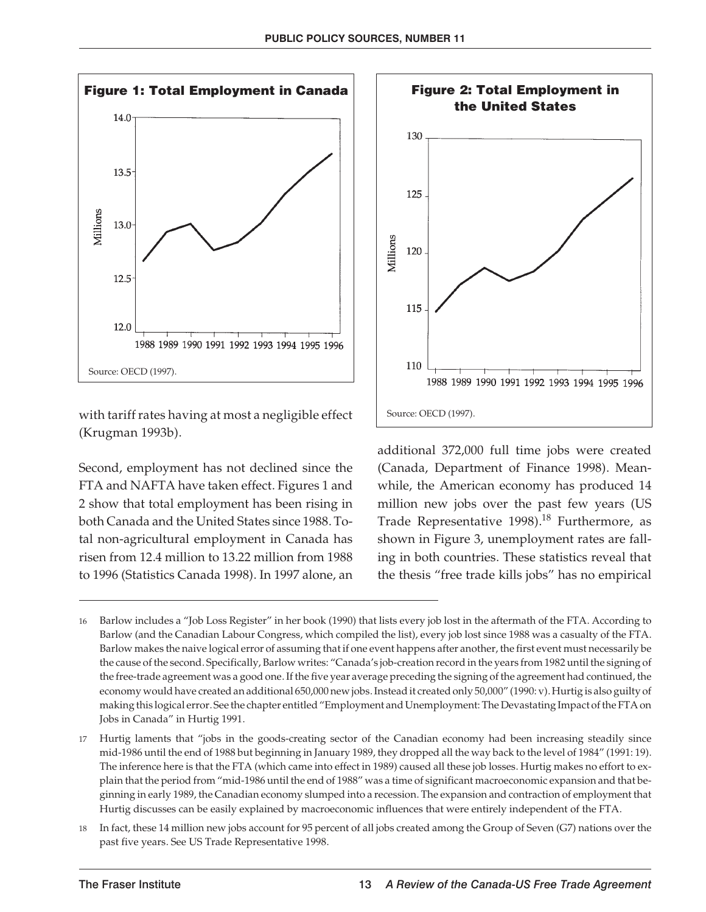**Figure 1: Total Employment in Canada**

Source: OECD (1997).

**Figure 2: Total Employment in the United States**

Source: OECD (1997).

with tariff rates having at most a negligible effect (Krugman 1993b).

Second, employment has not declined since the FTA and NAFTA have taken effect. Figures 1 and 2 show that total employment has been rising in both Canada and the United States since 1988. Total non-agricultural employment in Canada has risen from 12.4 million to 13.22 million from 1988 to 1996 (Statistics Canada 1998). In 1997 alone, an additional 372,000 full time jobs were created (Canada, Department of Finance 1998). Meanwhile, the American economy has produced 14 million new jobs over the past few years (US Trade Representative 1998).[18] Furthermore, as shown in Figure 3, unemployment rates are falling in both countries. These statistics reveal that the thesis "free trade kills jobs" has no empirical

---

16 Barlow includes a "Job Loss Register" in her book (1990) that lists every job lost in the aftermath of the FTA. According to Barlow (and the Canadian Labour Congress, which compiled the list), every job lost since 1988 was a casualty of the FTA. Barlow makes the naive logical error of assuming that if one event happens after another, the first event must necessarily be the cause of the second. Specifically, Barlow writes: "Canada's job-creation record in the years from 1982 until the signing of the free-trade agreement was a good one. If the five year average preceding the signing of the agreement had continued, the economy would have created an additional 650,000 new jobs. Instead it created only 50,000" (1990: v). Hurtig is also guilty of making this logical error. See the chapter entitled "Employment and Unemployment: The Devastating Impact of the FTA on Jobs in Canada" in Hurtig 1991.

17 Hurtig laments that "jobs in the goods-creating sector of the Canadian economy had been increasing steadily since mid-1986 until the end of 1988 but beginning in January 1989, they dropped all the way back to the level of 1984" (1991: 19). The inference here is that the FTA (which came into effect in 1989) caused all these job losses. Hurtig makes no effort to explain that the period from "mid-1986 until the end of 1988" was a time of significant macroeconomic expansion and that beginning in early 1989, the Canadian economy slumped into a recession. The expansion and contraction of employment that Hurtig discusses can be easily explained by macroeconomic influences that were entirely independent of the FTA.

18 In fact, these 14 million new jobs account for 95 percent of all jobs created among the Group of Seven (G7) nations over the past five years. See US Trade Representative 1998.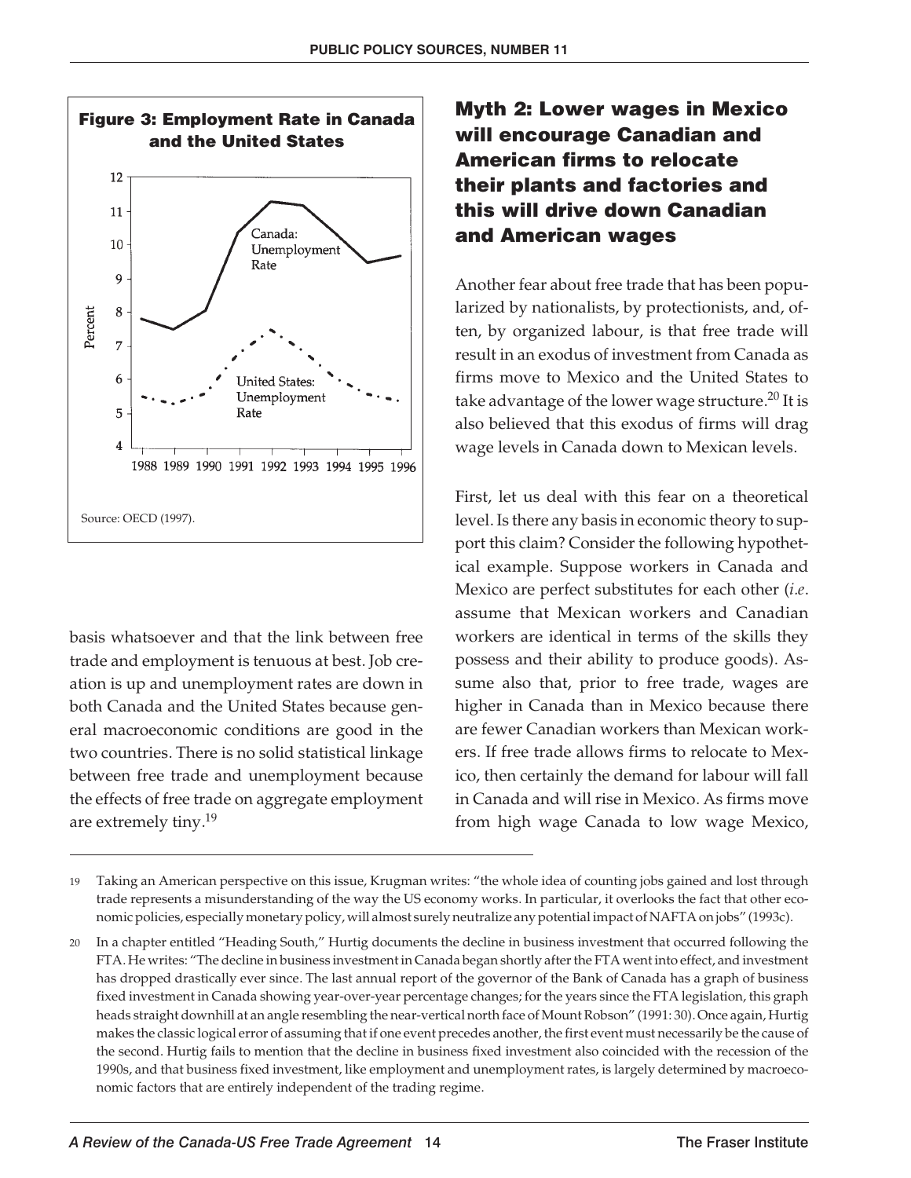**Figure 3: Employment Rate in Canada and the United States**

Source: OECD (1997).

basis whatsoever and that the link between free trade and employment is tenuous at best. Job creation is up and unemployment rates are down in both Canada and the United States because general macroeconomic conditions are good in the two countries. There is no solid statistical linkage between free trade and unemployment because the effects of free trade on aggregate employment are extremely tiny.[19]

## Myth 2: Lower wages in Mexico will encourage Canadian and American firms to relocate their plants and factories and this will drive down Canadian and American wages

Another fear about free trade that has been popularized by nationalists, by protectionists, and, often, by organized labour, is that free trade will result in an exodus of investment from Canada as firms move to Mexico and the United States to take advantage of the lower wage structure.[20] It is also believed that this exodus of firms will drag wage levels in Canada down to Mexican levels.

First, let us deal with this fear on a theoretical level. Is there any basis in economic theory to support this claim? Consider the following hypothetical example. Suppose workers in Canada and Mexico are perfect substitutes for each other (*i.e*. assume that Mexican workers and Canadian workers are identical in terms of the skills they possess and their ability to produce goods). Assume also that, prior to free trade, wages are higher in Canada than in Mexico because there are fewer Canadian workers than Mexican workers. If free trade allows firms to relocate to Mexico, then certainly the demand for labour will fall in Canada and will rise in Mexico. As firms move from high wage Canada to low wage Mexico,

---

19 Taking an American perspective on this issue, Krugman writes: "the whole idea of counting jobs gained and lost through trade represents a misunderstanding of the way the US economy works. In particular, it overlooks the fact that other economic policies, especially monetary policy, will almost surely neutralize any potential impact of NAFTA on jobs" (1993c).

20 In a chapter entitled "Heading South," Hurtig documents the decline in business investment that occurred following the FTA. He writes: "The decline in business investment in Canada began shortly after the FTA went into effect, and investment has dropped drastically ever since. The last annual report of the governor of the Bank of Canada has a graph of business fixed investment in Canada showing year-over-year percentage changes; for the years since the FTA legislation, this graph heads straight downhill at an angle resembling the near-vertical north face of Mount Robson" (1991: 30). Once again, Hurtig makes the classic logical error of assuming that if one event precedes another, the first event must necessarily be the cause of the second. Hurtig fails to mention that the decline in business fixed investment also coincided with the recession of the 1990s, and that business fixed investment, like employment and unemployment rates, is largely determined by macroeconomic factors that are entirely independent of the trading regime.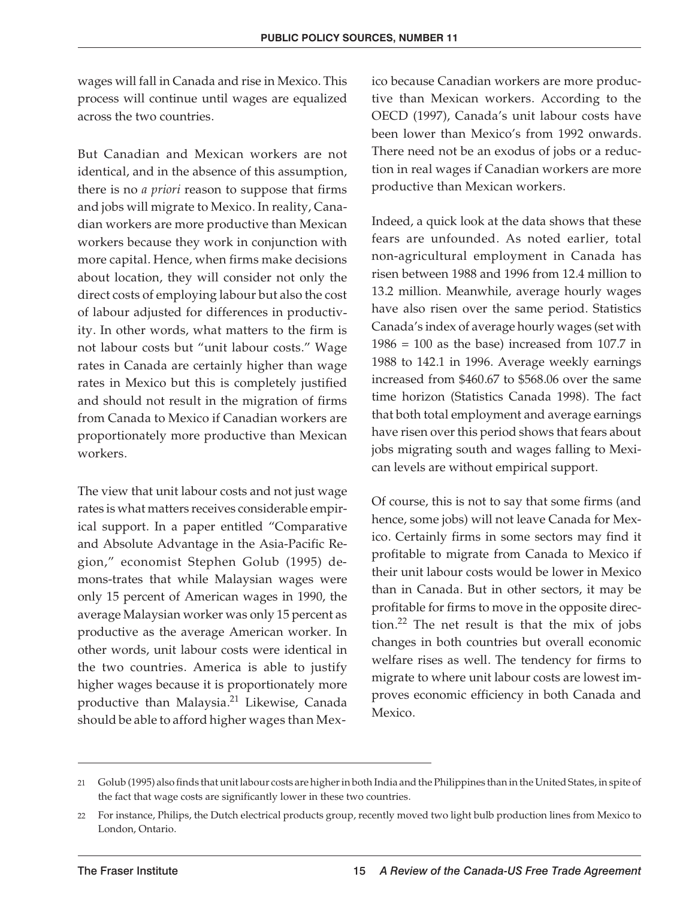wages will fall in Canada and rise in Mexico. This process will continue until wages are equalized across the two countries.

But Canadian and Mexican workers are not identical, and in the absence of this assumption, there is no *a priori* reason to suppose that firms and jobs will migrate to Mexico. In reality, Canadian workers are more productive than Mexican workers because they work in conjunction with more capital. Hence, when firms make decisions about location, they will consider not only the direct costs of employing labour but also the cost of labour adjusted for differences in productivity. In other words, what matters to the firm is not labour costs but "unit labour costs." Wage rates in Canada are certainly higher than wage rates in Mexico but this is completely justified and should not result in the migration of firms from Canada to Mexico if Canadian workers are proportionately more productive than Mexican workers.

The view that unit labour costs and not just wage rates is what matters receives considerable empirical support. In a paper entitled "Comparative and Absolute Advantage in the Asia-Pacific Region," economist Stephen Golub (1995) demons-trates that while Malaysian wages were only 15 percent of American wages in 1990, the average Malaysian worker was only 15 percent as productive as the average American worker. In other words, unit labour costs were identical in the two countries. America is able to justify higher wages because it is proportionately more productive than Malaysia.[21] Likewise, Canada should be able to afford higher wages than Mexico because Canadian workers are more productive than Mexican workers. According to the OECD (1997), Canada's unit labour costs have been lower than Mexico's from 1992 onwards. There need not be an exodus of jobs or a reduction in real wages if Canadian workers are more productive than Mexican workers.

Indeed, a quick look at the data shows that these fears are unfounded. As noted earlier, total non-agricultural employment in Canada has risen between 1988 and 1996 from 12.4 million to 13.2 million. Meanwhile, average hourly wages have also risen over the same period. Statistics Canada's index of average hourly wages (set with 1986 = 100 as the base) increased from 107.7 in 1988 to 142.1 in 1996. Average weekly earnings increased from $460.67 to $568.06 over the same time horizon (Statistics Canada 1998). The fact that both total employment and average earnings have risen over this period shows that fears about jobs migrating south and wages falling to Mexican levels are without empirical support.

Of course, this is not to say that some firms (and hence, some jobs) will not leave Canada for Mexico. Certainly firms in some sectors may find it profitable to migrate from Canada to Mexico if their unit labour costs would be lower in Mexico than in Canada. But in other sectors, it may be profitable for firms to move in the opposite direction.[22] The net result is that the mix of jobs changes in both countries but overall economic welfare rises as well. The tendency for firms to migrate to where unit labour costs are lowest improves economic efficiency in both Canada and Mexico.

---

21 Golub (1995) also finds that unit labour costs are higher in both India and the Philippines than in the United States, in spite of the fact that wage costs are significantly lower in these two countries.

22 For instance, Philips, the Dutch electrical products group, recently moved two light bulb production lines from Mexico to London, Ontario.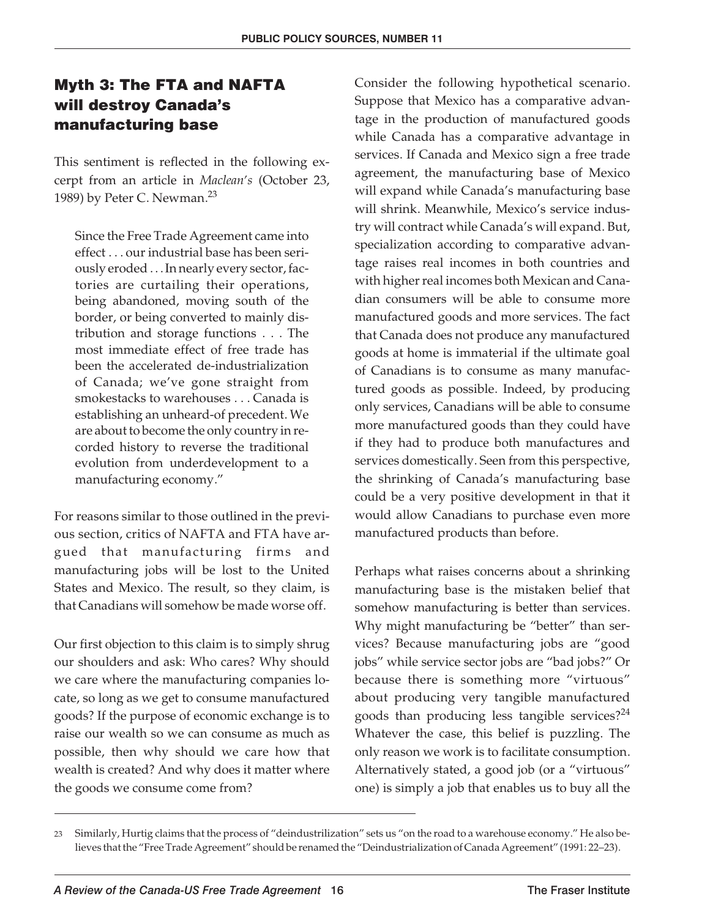## Myth 3: The FTA and NAFTA will destroy Canada's manufacturing base

This sentiment is reflected in the following excerpt from an article in *Maclean's* (October 23, 1989) by Peter C. Newman.[23]

> Since the Free Trade Agreement came into effect . . . our industrial base has been seriously eroded . . . In nearly every sector, factories are curtailing their operations, being abandoned, moving south of the border, or being converted to mainly distribution and storage functions . . . The most immediate effect of free trade has been the accelerated de-industrialization of Canada; we've gone straight from smokestacks to warehouses . . . Canada is establishing an unheard-of precedent. We are about to become the only country in recorded history to reverse the traditional evolution from underdevelopment to a manufacturing economy."

For reasons similar to those outlined in the previous section, critics of NAFTA and FTA have argued that manufacturing firms and manufacturing jobs will be lost to the United States and Mexico. The result, so they claim, is that Canadians will somehow be made worse off.

Our first objection to this claim is to simply shrug our shoulders and ask: Who cares? Why should we care where the manufacturing companies locate, so long as we get to consume manufactured goods? If the purpose of economic exchange is to raise our wealth so we can consume as much as possible, then why should we care how that wealth is created? And why does it matter where the goods we consume come from?

Consider the following hypothetical scenario. Suppose that Mexico has a comparative advantage in the production of manufactured goods while Canada has a comparative advantage in services. If Canada and Mexico sign a free trade agreement, the manufacturing base of Mexico will expand while Canada's manufacturing base will shrink. Meanwhile, Mexico's service industry will contract while Canada's will expand. But, specialization according to comparative advantage raises real incomes in both countries and with higher real incomes both Mexican and Canadian consumers will be able to consume more manufactured goods and more services. The fact that Canada does not produce any manufactured goods at home is immaterial if the ultimate goal of Canadians is to consume as many manufactured goods as possible. Indeed, by producing only services, Canadians will be able to consume more manufactured goods than they could have if they had to produce both manufactures and services domestically. Seen from this perspective, the shrinking of Canada's manufacturing base could be a very positive development in that it would allow Canadians to purchase even more manufactured products than before.

Perhaps what raises concerns about a shrinking manufacturing base is the mistaken belief that somehow manufacturing is better than services. Why might manufacturing be "better" than services? Because manufacturing jobs are "good jobs" while service sector jobs are "bad jobs?" Or because there is something more "virtuous" about producing very tangible manufactured goods than producing less tangible services?[24] Whatever the case, this belief is puzzling. The only reason we work is to facilitate consumption. Alternatively stated, a good job (or a "virtuous" one) is simply a job that enables us to buy all the

---

[23] Similarly, Hurtig claims that the process of "deindustrilization" sets us "on the road to a warehouse economy." He also believes that the "Free Trade Agreement" should be renamed the "Deindustrialization of Canada Agreement" (1991: 22–23).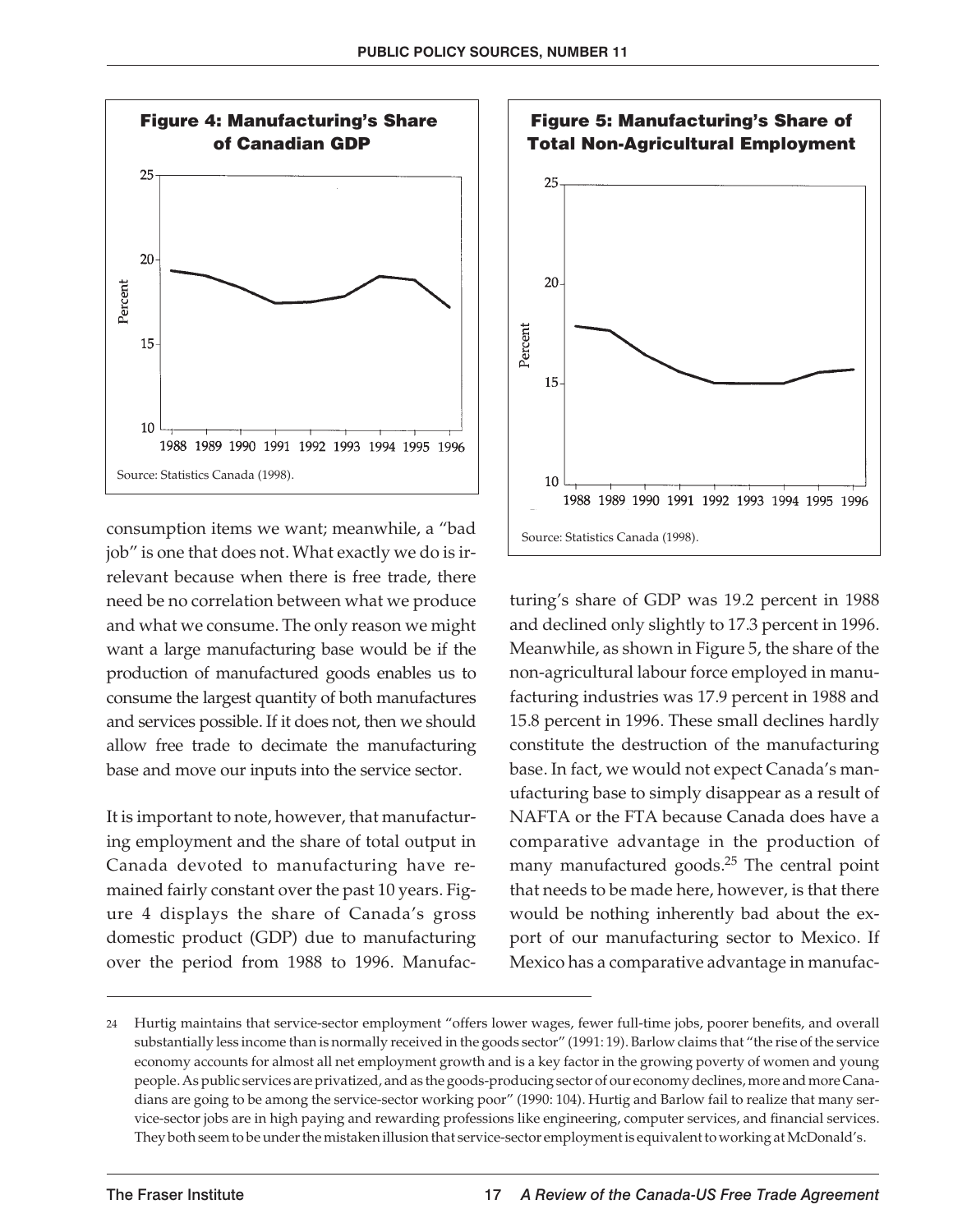**Figure 4: Manufacturing's Share of Canadian GDP**

Source: Statistics Canada (1998).

**Figure 5: Manufacturing's Share of Total Non-Agricultural Employment**

Source: Statistics Canada (1998).

consumption items we want; meanwhile, a "bad job" is one that does not. What exactly we do is irrelevant because when there is free trade, there need be no correlation between what we produce and what we consume. The only reason we might want a large manufacturing base would be if the production of manufactured goods enables us to consume the largest quantity of both manufactures and services possible. If it does not, then we should allow free trade to decimate the manufacturing base and move our inputs into the service sector.

It is important to note, however, that manufacturing employment and the share of total output in Canada devoted to manufacturing have remained fairly constant over the past 10 years. Figure 4 displays the share of Canada's gross domestic product (GDP) due to manufacturing over the period from 1988 to 1996. Manufacturing's share of GDP was 19.2 percent in 1988 and declined only slightly to 17.3 percent in 1996. Meanwhile, as shown in Figure 5, the share of the non-agricultural labour force employed in manufacturing industries was 17.9 percent in 1988 and 15.8 percent in 1996. These small declines hardly constitute the destruction of the manufacturing base. In fact, we would not expect Canada's manufacturing base to simply disappear as a result of NAFTA or the FTA because Canada does have a comparative advantage in the production of many manufactured goods.[25] The central point that needs to be made here, however, is that there would be nothing inherently bad about the export of our manufacturing sector to Mexico. If Mexico has a comparative advantage in manufac-

---

24 Hurtig maintains that service-sector employment "offers lower wages, fewer full-time jobs, poorer benefits, and overall substantially less income than is normally received in the goods sector" (1991: 19). Barlow claims that "the rise of the service economy accounts for almost all net employment growth and is a key factor in the growing poverty of women and young people. As public services are privatized, and as the goods-producing sector of our economy declines, more and more Canadians are going to be among the service-sector working poor" (1990: 104). Hurtig and Barlow fail to realize that many service-sector jobs are in high paying and rewarding professions like engineering, computer services, and financial services. They both seem to be under the mistaken illusion that service-sector employment is equivalent to working at McDonald's.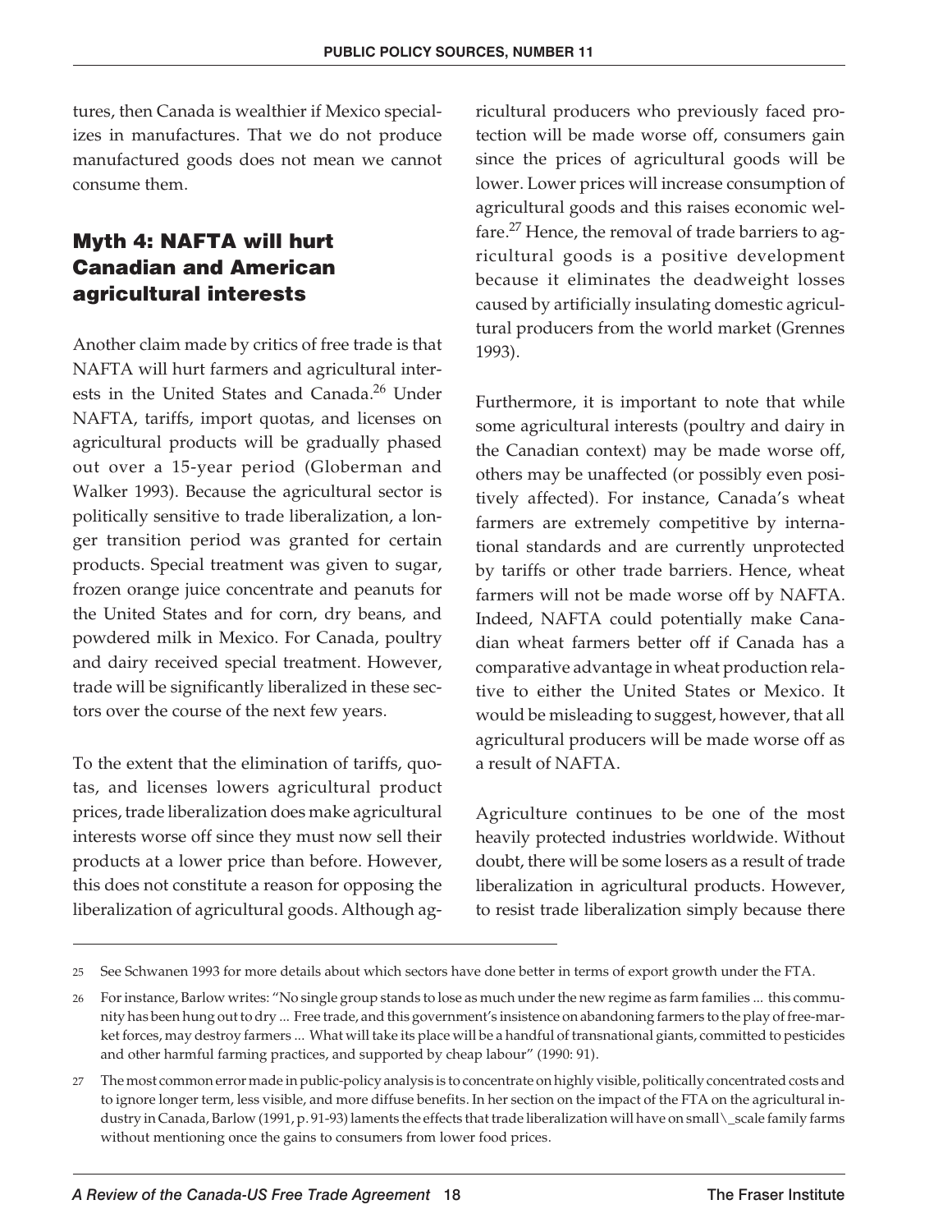tures, then Canada is wealthier if Mexico specializes in manufactures. That we do not produce manufactured goods does not mean we cannot consume them.

## Myth 4: NAFTA will hurt Canadian and American agricultural interests

Another claim made by critics of free trade is that NAFTA will hurt farmers and agricultural interests in the United States and Canada.[26] Under NAFTA, tariffs, import quotas, and licenses on agricultural products will be gradually phased out over a 15-year period (Globerman and Walker 1993). Because the agricultural sector is politically sensitive to trade liberalization, a longer transition period was granted for certain products. Special treatment was given to sugar, frozen orange juice concentrate and peanuts for the United States and for corn, dry beans, and powdered milk in Mexico. For Canada, poultry and dairy received special treatment. However, trade will be significantly liberalized in these sectors over the course of the next few years.

To the extent that the elimination of tariffs, quotas, and licenses lowers agricultural product prices, trade liberalization does make agricultural interests worse off since they must now sell their products at a lower price than before. However, this does not constitute a reason for opposing the liberalization of agricultural goods. Although agricultural producers who previously faced protection will be made worse off, consumers gain since the prices of agricultural goods will be lower. Lower prices will increase consumption of agricultural goods and this raises economic welfare.[27] Hence, the removal of trade barriers to agricultural goods is a positive development because it eliminates the deadweight losses caused by artificially insulating domestic agricultural producers from the world market (Grennes 1993).

Furthermore, it is important to note that while some agricultural interests (poultry and dairy in the Canadian context) may be made worse off, others may be unaffected (or possibly even positively affected). For instance, Canada's wheat farmers are extremely competitive by international standards and are currently unprotected by tariffs or other trade barriers. Hence, wheat farmers will not be made worse off by NAFTA. Indeed, NAFTA could potentially make Canadian wheat farmers better off if Canada has a comparative advantage in wheat production relative to either the United States or Mexico. It would be misleading to suggest, however, that all agricultural producers will be made worse off as a result of NAFTA.

Agriculture continues to be one of the most heavily protected industries worldwide. Without doubt, there will be some losers as a result of trade liberalization in agricultural products. However, to resist trade liberalization simply because there

---

25 See Schwanen 1993 for more details about which sectors have done better in terms of export growth under the FTA.

26 For instance, Barlow writes: "No single group stands to lose as much under the new regime as farm families ... this community has been hung out to dry ... Free trade, and this government's insistence on abandoning farmers to the play of free-market forces, may destroy farmers ... What will take its place will be a handful of transnational giants, committed to pesticides and other harmful farming practices, and supported by cheap labour" (1990: 91).

27 The most common error made in public-policy analysis is to concentrate on highly visible, politically concentrated costs and to ignore longer term, less visible, and more diffuse benefits. In her section on the impact of the FTA on the agricultural industry in Canada, Barlow (1991, p. 91-93) laments the effects that trade liberalization will have on small_scale family farms without mentioning once the gains to consumers from lower food prices.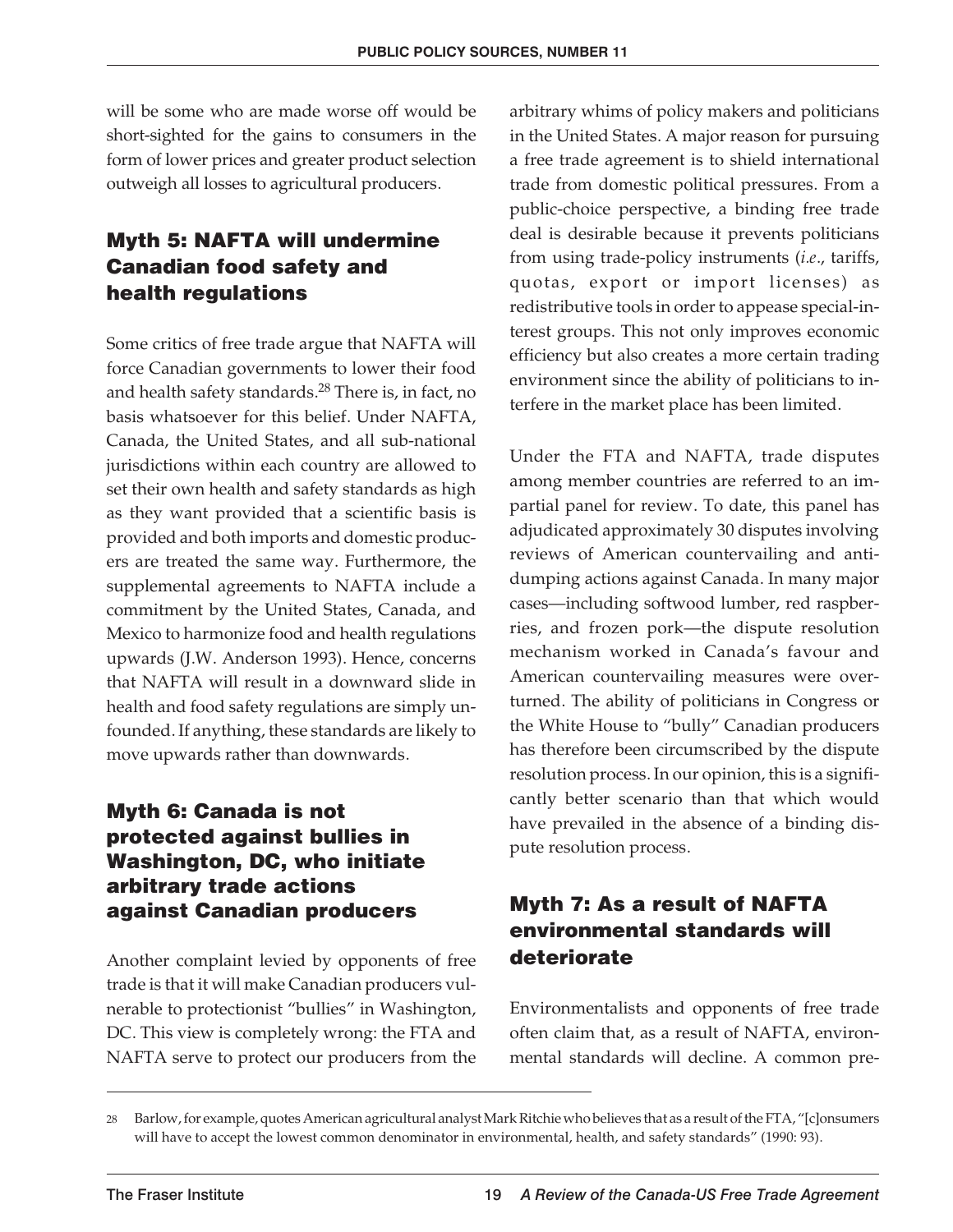will be some who are made worse off would be short-sighted for the gains to consumers in the form of lower prices and greater product selection outweigh all losses to agricultural producers.

## Myth 5: NAFTA will undermine Canadian food safety and health regulations

Some critics of free trade argue that NAFTA will force Canadian governments to lower their food and health safety standards.[28] There is, in fact, no basis whatsoever for this belief. Under NAFTA, Canada, the United States, and all sub-national jurisdictions within each country are allowed to set their own health and safety standards as high as they want provided that a scientific basis is provided and both imports and domestic producers are treated the same way. Furthermore, the supplemental agreements to NAFTA include a commitment by the United States, Canada, and Mexico to harmonize food and health regulations upwards (J.W. Anderson 1993). Hence, concerns that NAFTA will result in a downward slide in health and food safety regulations are simply unfounded. If anything, these standards are likely to move upwards rather than downwards.

## Myth 6: Canada is not protected against bullies in Washington, DC, who initiate arbitrary trade actions against Canadian producers

Another complaint levied by opponents of free trade is that it will make Canadian producers vulnerable to protectionist "bullies" in Washington, DC. This view is completely wrong: the FTA and NAFTA serve to protect our producers from the arbitrary whims of policy makers and politicians in the United States. A major reason for pursuing a free trade agreement is to shield international trade from domestic political pressures. From a public-choice perspective, a binding free trade deal is desirable because it prevents politicians from using trade-policy instruments (*i.e*., tariffs, quotas, export or import licenses) as redistributive tools in order to appease special-interest groups. This not only improves economic efficiency but also creates a more certain trading environment since the ability of politicians to interfere in the market place has been limited.

Under the FTA and NAFTA, trade disputes among member countries are referred to an impartial panel for review. To date, this panel has adjudicated approximately 30 disputes involving reviews of American countervailing and anti-dumping actions against Canada. In many major cases—including softwood lumber, red raspberries, and frozen pork—the dispute resolution mechanism worked in Canada's favour and American countervailing measures were overturned. The ability of politicians in Congress or the White House to "bully" Canadian producers has therefore been circumscribed by the dispute resolution process. In our opinion, this is a significantly better scenario than that which would have prevailed in the absence of a binding dispute resolution process.

## Myth 7: As a result of NAFTA environmental standards will deteriorate

Environmentalists and opponents of free trade often claim that, as a result of NAFTA, environmental standards will decline. A common pre-

---

28 Barlow, for example, quotes American agricultural analyst Mark Ritchie who believes that as a result of the FTA, "[c]onsumers will have to accept the lowest common denominator in environmental, health, and safety standards" (1990: 93).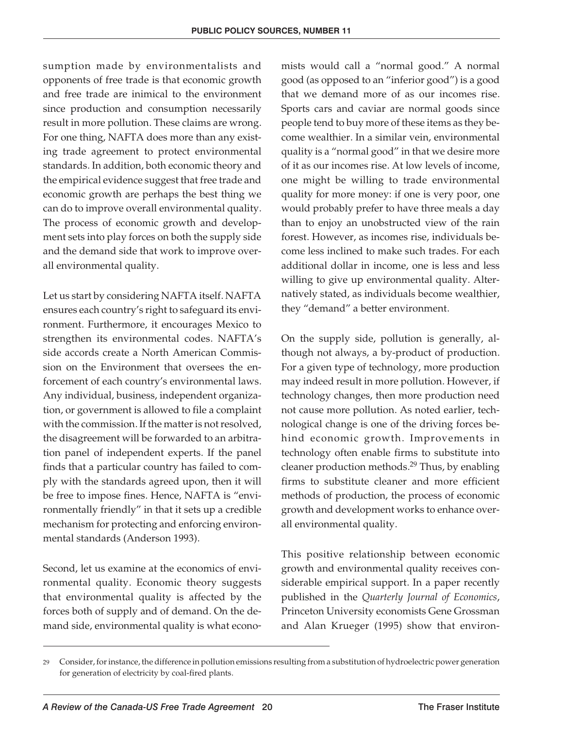sumption made by environmentalists and opponents of free trade is that economic growth and free trade are inimical to the environment since production and consumption necessarily result in more pollution. These claims are wrong. For one thing, NAFTA does more than any existing trade agreement to protect environmental standards. In addition, both economic theory and the empirical evidence suggest that free trade and economic growth are perhaps the best thing we can do to improve overall environmental quality. The process of economic growth and development sets into play forces on both the supply side and the demand side that work to improve overall environmental quality.

Let us start by considering NAFTA itself. NAFTA ensures each country's right to safeguard its environment. Furthermore, it encourages Mexico to strengthen its environmental codes. NAFTA's side accords create a North American Commission on the Environment that oversees the enforcement of each country's environmental laws. Any individual, business, independent organization, or government is allowed to file a complaint with the commission. If the matter is not resolved, the disagreement will be forwarded to an arbitration panel of independent experts. If the panel finds that a particular country has failed to comply with the standards agreed upon, then it will be free to impose fines. Hence, NAFTA is "environmentally friendly" in that it sets up a credible mechanism for protecting and enforcing environmental standards (Anderson 1993).

Second, let us examine at the economics of environmental quality. Economic theory suggests that environmental quality is affected by the forces both of supply and of demand. On the demand side, environmental quality is what economists would call a "normal good." A normal good (as opposed to an "inferior good") is a good that we demand more of as our incomes rise. Sports cars and caviar are normal goods since people tend to buy more of these items as they become wealthier. In a similar vein, environmental quality is a "normal good" in that we desire more of it as our incomes rise. At low levels of income, one might be willing to trade environmental quality for more money: if one is very poor, one would probably prefer to have three meals a day than to enjoy an unobstructed view of the rain forest. However, as incomes rise, individuals become less inclined to make such trades. For each additional dollar in income, one is less and less willing to give up environmental quality. Alternatively stated, as individuals become wealthier, they "demand" a better environment.

On the supply side, pollution is generally, although not always, a by-product of production. For a given type of technology, more production may indeed result in more pollution. However, if technology changes, then more production need not cause more pollution. As noted earlier, technological change is one of the driving forces behind economic growth. Improvements in technology often enable firms to substitute into cleaner production methods.[29] Thus, by enabling firms to substitute cleaner and more efficient methods of production, the process of economic growth and development works to enhance overall environmental quality.

This positive relationship between economic growth and environmental quality receives considerable empirical support. In a paper recently published in the *Quarterly Journal of Economics*, Princeton University economists Gene Grossman and Alan Krueger (1995) show that environ-

---

29 Consider, for instance, the difference in pollution emissions resulting from a substitution of hydroelectric power generation for generation of electricity by coal-fired plants.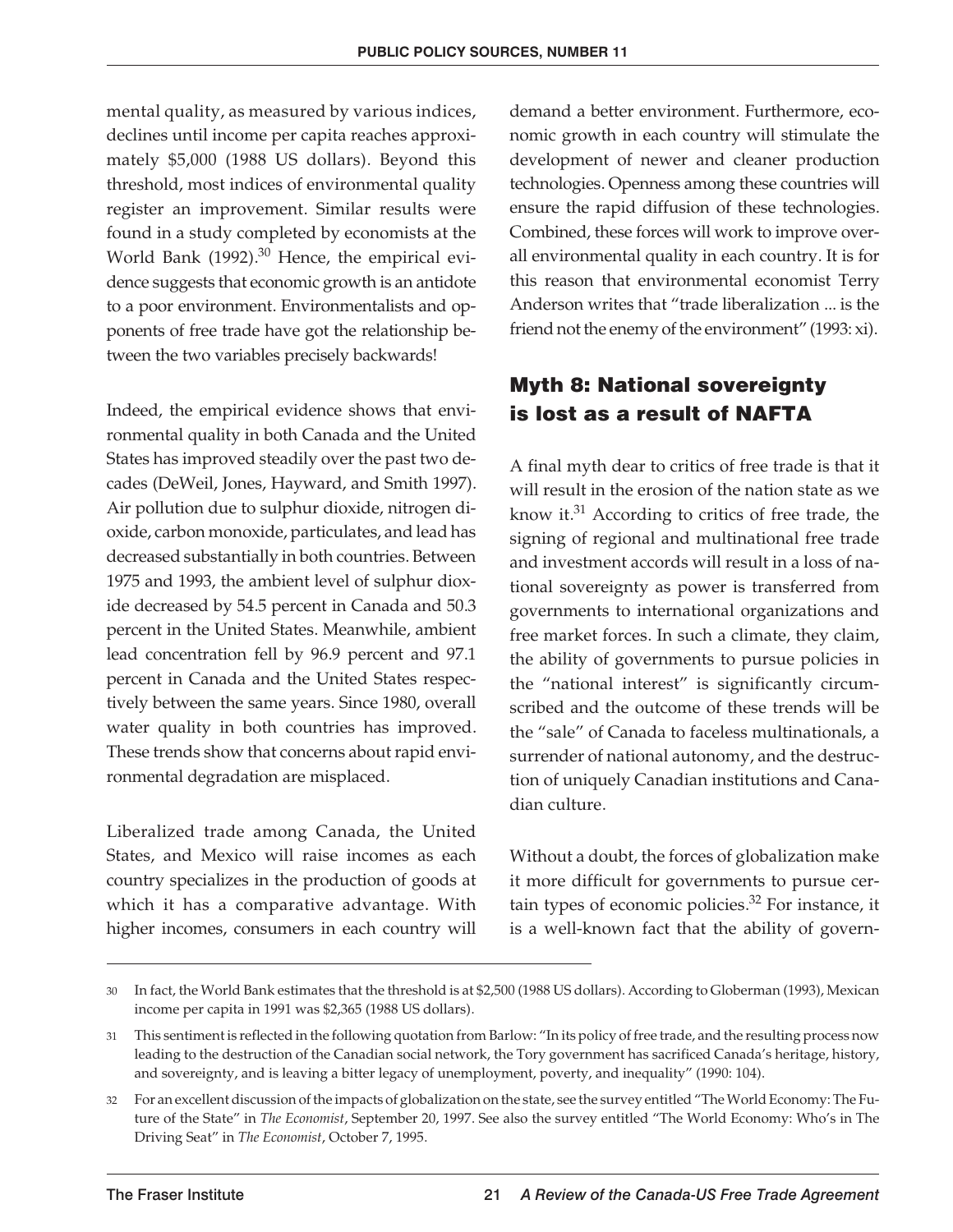mental quality, as measured by various indices, declines until income per capita reaches approximately $5,000 (1988 US dollars). Beyond this threshold, most indices of environmental quality register an improvement. Similar results were found in a study completed by economists at the World Bank (1992).[30] Hence, the empirical evidence suggests that economic growth is an antidote to a poor environment. Environmentalists and opponents of free trade have got the relationship between the two variables precisely backwards!

Indeed, the empirical evidence shows that environmental quality in both Canada and the United States has improved steadily over the past two decades (DeWeil, Jones, Hayward, and Smith 1997). Air pollution due to sulphur dioxide, nitrogen dioxide, carbon monoxide, particulates, and lead has decreased substantially in both countries. Between 1975 and 1993, the ambient level of sulphur dioxide decreased by 54.5 percent in Canada and 50.3 percent in the United States. Meanwhile, ambient lead concentration fell by 96.9 percent and 97.1 percent in Canada and the United States respectively between the same years. Since 1980, overall water quality in both countries has improved. These trends show that concerns about rapid environmental degradation are misplaced.

Liberalized trade among Canada, the United States, and Mexico will raise incomes as each country specializes in the production of goods at which it has a comparative advantage. With higher incomes, consumers in each country will demand a better environment. Furthermore, economic growth in each country will stimulate the development of newer and cleaner production technologies. Openness among these countries will ensure the rapid diffusion of these technologies. Combined, these forces will work to improve overall environmental quality in each country. It is for this reason that environmental economist Terry Anderson writes that "trade liberalization ... is the friend not the enemy of the environment" (1993: xi).

## Myth 8: National sovereignty is lost as a result of NAFTA

A final myth dear to critics of free trade is that it will result in the erosion of the nation state as we know it.[31] According to critics of free trade, the signing of regional and multinational free trade and investment accords will result in a loss of national sovereignty as power is transferred from governments to international organizations and free market forces. In such a climate, they claim, the ability of governments to pursue policies in the "national interest" is significantly circumscribed and the outcome of these trends will be the "sale" of Canada to faceless multinationals, a surrender of national autonomy, and the destruction of uniquely Canadian institutions and Canadian culture.

Without a doubt, the forces of globalization make it more difficult for governments to pursue certain types of economic policies.[32] For instance, it is a well-known fact that the ability of govern-

---

30 In fact, the World Bank estimates that the threshold is at $2,500 (1988 US dollars). According to Globerman (1993), Mexican income per capita in 1991 was $2,365 (1988 US dollars).

31 This sentiment is reflected in the following quotation from Barlow: "In its policy of free trade, and the resulting process now leading to the destruction of the Canadian social network, the Tory government has sacrificed Canada's heritage, history, and sovereignty, and is leaving a bitter legacy of unemployment, poverty, and inequality" (1990: 104).

32 For an excellent discussion of the impacts of globalization on the state, see the survey entitled "The World Economy: The Future of the State" in *The Economist*, September 20, 1997. See also the survey entitled "The World Economy: Who's in The Driving Seat" in *The Economist*, October 7, 1995.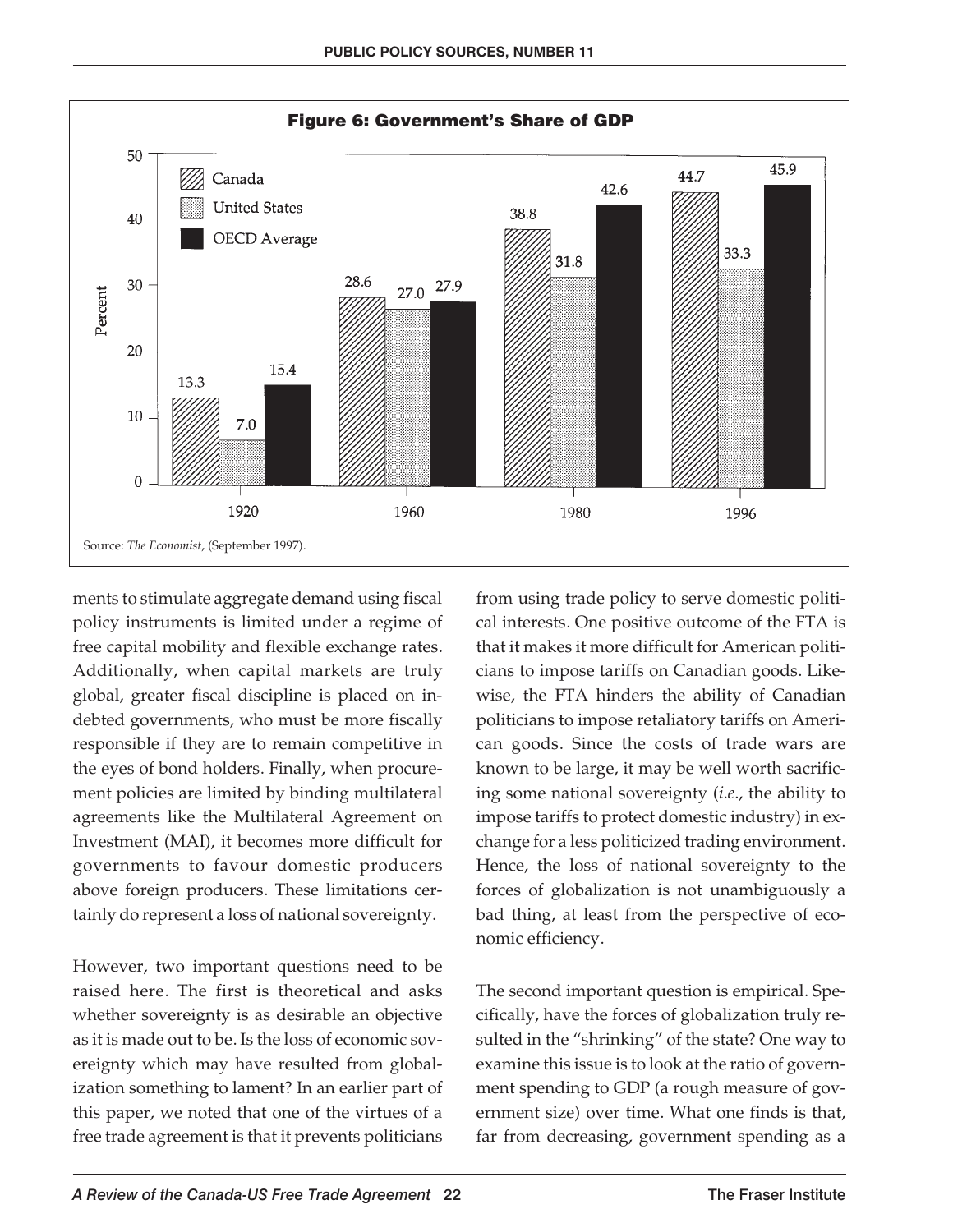**Figure 6: Government's Share of GDP**

| | 1920 | 1960 | 1980 | 1996 |
|---|---|---|---|---|
| Canada | 13.3 | 28.6 | 38.8 | 44.7 |
| United States | 7.0 | 27.0 | 31.8 | 33.3 |
| OECD Average | 15.4 | 27.9 | 42.6 | 45.9 |

Source: *The Economist*, (September 1997).

ments to stimulate aggregate demand using fiscal policy instruments is limited under a regime of free capital mobility and flexible exchange rates. Additionally, when capital markets are truly global, greater fiscal discipline is placed on indebted governments, who must be more fiscally responsible if they are to remain competitive in the eyes of bond holders. Finally, when procurement policies are limited by binding multilateral agreements like the Multilateral Agreement on Investment (MAI), it becomes more difficult for governments to favour domestic producers above foreign producers. These limitations certainly do represent a loss of national sovereignty.

However, two important questions need to be raised here. The first is theoretical and asks whether sovereignty is as desirable an objective as it is made out to be. Is the loss of economic sovereignty which may have resulted from globalization something to lament? In an earlier part of this paper, we noted that one of the virtues of a free trade agreement is that it prevents politicians from using trade policy to serve domestic political interests. One positive outcome of the FTA is that it makes it more difficult for American politicians to impose tariffs on Canadian goods. Likewise, the FTA hinders the ability of Canadian politicians to impose retaliatory tariffs on American goods. Since the costs of trade wars are known to be large, it may be well worth sacrificing some national sovereignty (*i.e.*, the ability to impose tariffs to protect domestic industry) in exchange for a less politicized trading environment. Hence, the loss of national sovereignty to the forces of globalization is not unambiguously a bad thing, at least from the perspective of economic efficiency.

The second important question is empirical. Specifically, have the forces of globalization truly resulted in the "shrinking" of the state? One way to examine this issue is to look at the ratio of government spending to GDP (a rough measure of government size) over time. What one finds is that, far from decreasing, government spending as a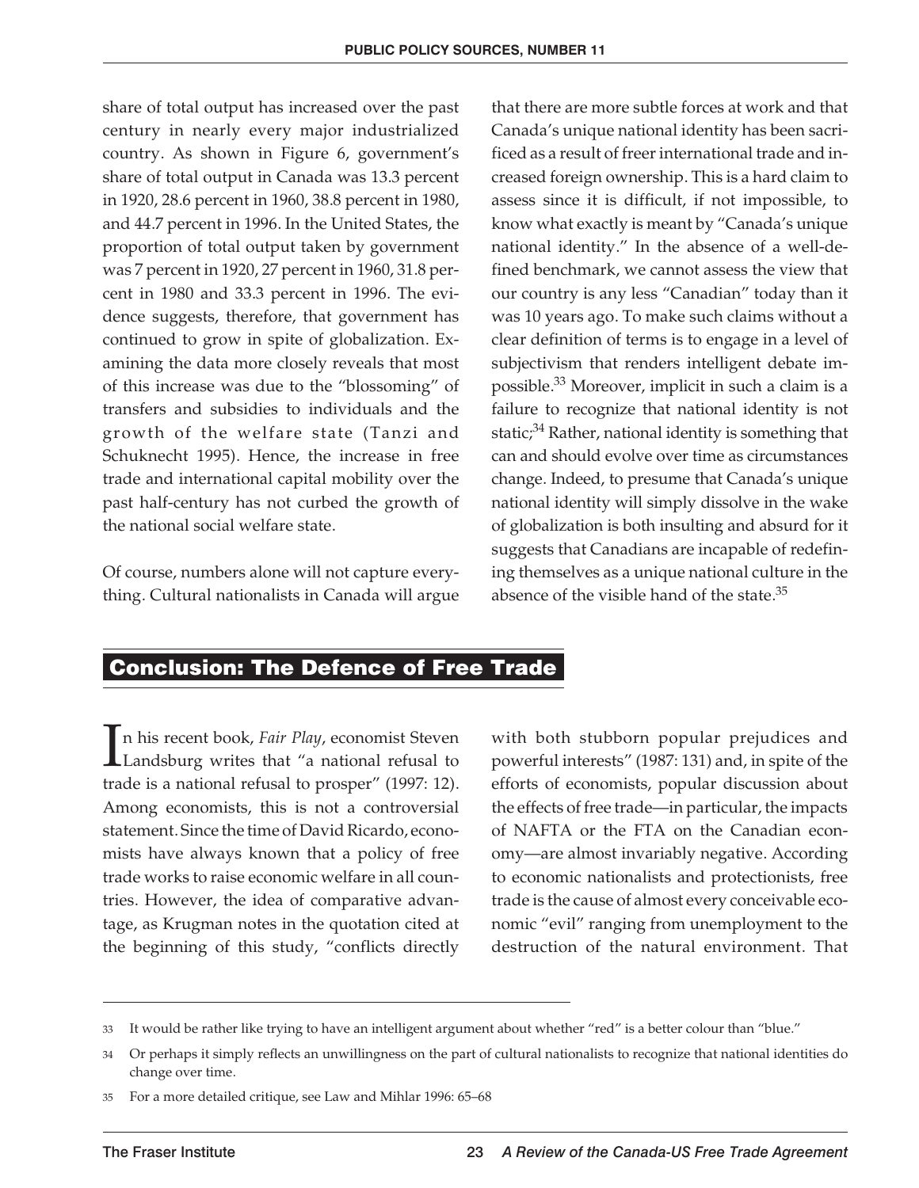share of total output has increased over the past century in nearly every major industrialized country. As shown in Figure 6, government's share of total output in Canada was 13.3 percent in 1920, 28.6 percent in 1960, 38.8 percent in 1980, and 44.7 percent in 1996. In the United States, the proportion of total output taken by government was 7 percent in 1920, 27 percent in 1960, 31.8 percent in 1980 and 33.3 percent in 1996. The evidence suggests, therefore, that government has continued to grow in spite of globalization. Examining the data more closely reveals that most of this increase was due to the "blossoming" of transfers and subsidies to individuals and the growth of the welfare state (Tanzi and Schuknecht 1995). Hence, the increase in free trade and international capital mobility over the past half-century has not curbed the growth of the national social welfare state.

Of course, numbers alone will not capture everything. Cultural nationalists in Canada will argue that there are more subtle forces at work and that Canada's unique national identity has been sacrificed as a result of freer international trade and increased foreign ownership. This is a hard claim to assess since it is difficult, if not impossible, to know what exactly is meant by "Canada's unique national identity." In the absence of a well-defined benchmark, we cannot assess the view that our country is any less "Canadian" today than it was 10 years ago. To make such claims without a clear definition of terms is to engage in a level of subjectivism that renders intelligent debate impossible.[33] Moreover, implicit in such a claim is a failure to recognize that national identity is not static;[34] Rather, national identity is something that can and should evolve over time as circumstances change. Indeed, to presume that Canada's unique national identity will simply dissolve in the wake of globalization is both insulting and absurd for it suggests that Canadians are incapable of redefining themselves as a unique national culture in the absence of the visible hand of the state.[35]

## Conclusion: The Defence of Free Trade

In his recent book, *Fair Play*, economist Steven Landsburg writes that "a national refusal to trade is a national refusal to prosper" (1997: 12). Among economists, this is not a controversial statement. Since the time of David Ricardo, economists have always known that a policy of free trade works to raise economic welfare in all countries. However, the idea of comparative advantage, as Krugman notes in the quotation cited at the beginning of this study, "conflicts directly with both stubborn popular prejudices and powerful interests" (1987: 131) and, in spite of the efforts of economists, popular discussion about the effects of free trade—in particular, the impacts of NAFTA or the FTA on the Canadian economy—are almost invariably negative. According to economic nationalists and protectionists, free trade is the cause of almost every conceivable economic "evil" ranging from unemployment to the destruction of the natural environment. That

---

33 It would be rather like trying to have an intelligent argument about whether "red" is a better colour than "blue."

34 Or perhaps it simply reflects an unwillingness on the part of cultural nationalists to recognize that national identities do change over time.

35 For a more detailed critique, see Law and Mihlar 1996: 65–68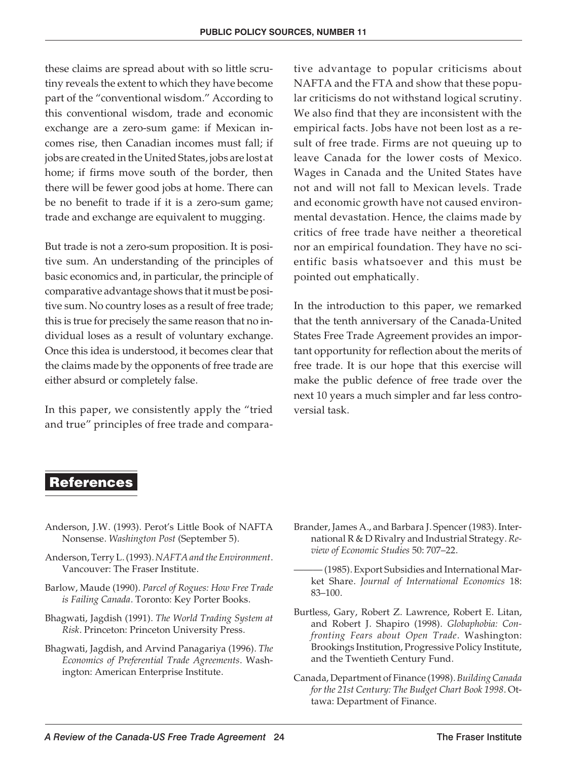these claims are spread about with so little scrutiny reveals the extent to which they have become part of the "conventional wisdom." According to this conventional wisdom, trade and economic exchange are a zero-sum game: if Mexican incomes rise, then Canadian incomes must fall; if jobs are created in the United States, jobs are lost at home; if firms move south of the border, then there will be fewer good jobs at home. There can be no benefit to trade if it is a zero-sum game; trade and exchange are equivalent to mugging.

But trade is not a zero-sum proposition. It is positive sum. An understanding of the principles of basic economics and, in particular, the principle of comparative advantage shows that it must be positive sum. No country loses as a result of free trade; this is true for precisely the same reason that no individual loses as a result of voluntary exchange. Once this idea is understood, it becomes clear that the claims made by the opponents of free trade are either absurd or completely false.

In this paper, we consistently apply the "tried and true" principles of free trade and comparative advantage to popular criticisms about NAFTA and the FTA and show that these popular criticisms do not withstand logical scrutiny. We also find that they are inconsistent with the empirical facts. Jobs have not been lost as a result of free trade. Firms are not queuing up to leave Canada for the lower costs of Mexico. Wages in Canada and the United States have not and will not fall to Mexican levels. Trade and economic growth have not caused environmental devastation. Hence, the claims made by critics of free trade have neither a theoretical nor an empirical foundation. They have no scientific basis whatsoever and this must be pointed out emphatically.

In the introduction to this paper, we remarked that the tenth anniversary of the Canada-United States Free Trade Agreement provides an important opportunity for reflection about the merits of free trade. It is our hope that this exercise will make the public defence of free trade over the next 10 years a much simpler and far less controversial task.

## References

Anderson, J.W. (1993). Perot's Little Book of NAFTA Nonsense. *Washington Post* (September 5).

Anderson, Terry L. (1993). *NAFTA and the Environment*. Vancouver: The Fraser Institute.

Barlow, Maude (1990). *Parcel of Rogues: How Free Trade is Failing Canada*. Toronto: Key Porter Books.

Bhagwati, Jagdish (1991). *The World Trading System at Risk*. Princeton: Princeton University Press.

Bhagwati, Jagdish, and Arvind Panagariya (1996). *The Economics of Preferential Trade Agreements*. Washington: American Enterprise Institute.

Brander, James A., and Barbara J. Spencer (1983). International R & D Rivalry and Industrial Strategy. *Review of Economic Studies* 50: 707–22.

——— (1985). Export Subsidies and International Market Share. *Journal of International Economics* 18: 83–100.

Burtless, Gary, Robert Z. Lawrence, Robert E. Litan, and Robert J. Shapiro (1998). *Globaphobia: Confronting Fears about Open Trade*. Washington: Brookings Institution, Progressive Policy Institute, and the Twentieth Century Fund.

Canada, Department of Finance (1998). *Building Canada for the 21st Century: The Budget Chart Book 1998*. Ottawa: Department of Finance.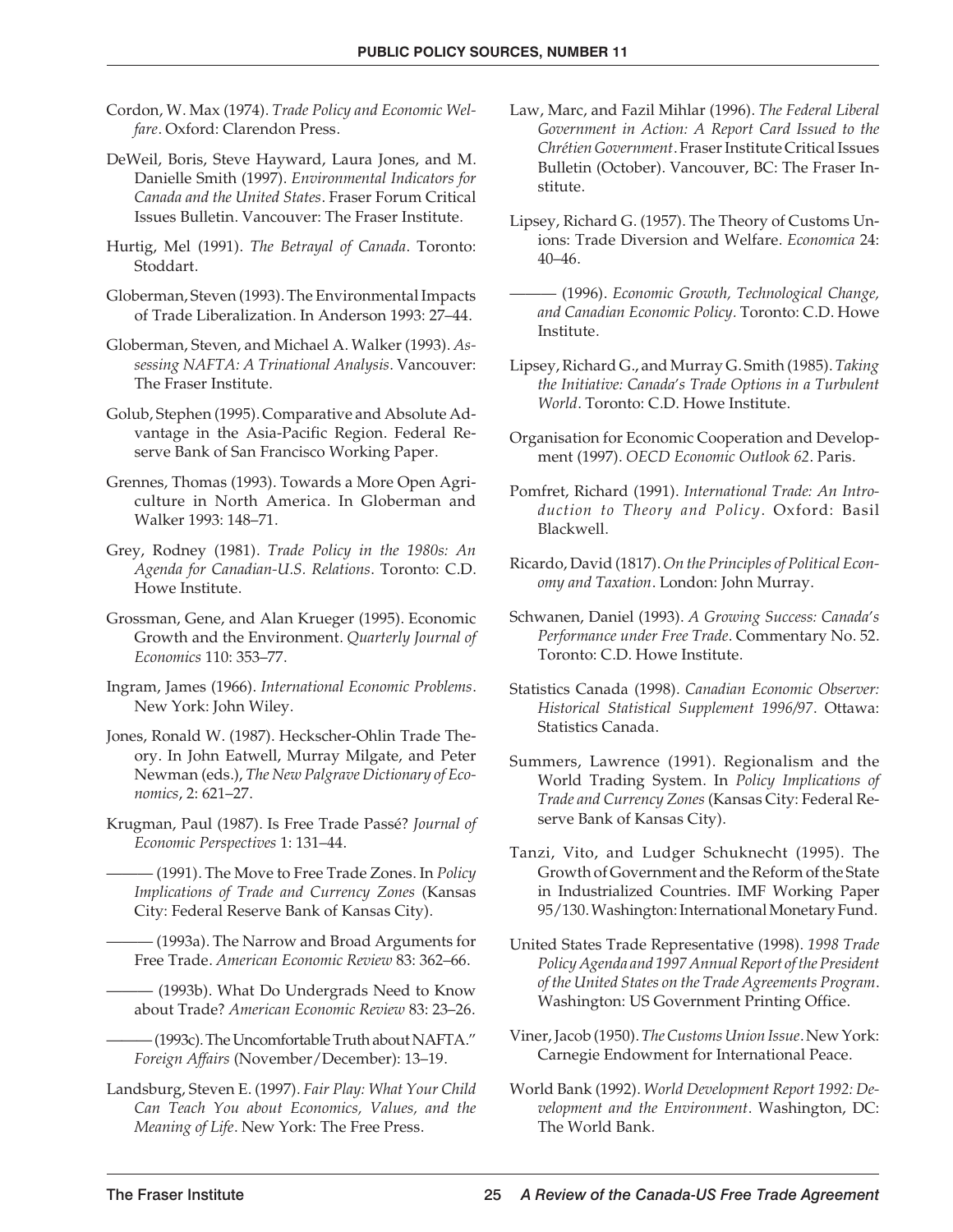Cordon, W. Max (1974). *Trade Policy and Economic Welfare*. Oxford: Clarendon Press.

DeWeil, Boris, Steve Hayward, Laura Jones, and M. Danielle Smith (1997). *Environmental Indicators for Canada and the United States*. Fraser Forum Critical Issues Bulletin. Vancouver: The Fraser Institute.

Hurtig, Mel (1991). *The Betrayal of Canada*. Toronto: Stoddart.

Globerman, Steven (1993). The Environmental Impacts of Trade Liberalization. In Anderson 1993: 27–44.

Globerman, Steven, and Michael A. Walker (1993). *Assessing NAFTA: A Trinational Analysis*. Vancouver: The Fraser Institute.

Golub, Stephen (1995). Comparative and Absolute Advantage in the Asia-Pacific Region. Federal Reserve Bank of San Francisco Working Paper.

Grennes, Thomas (1993). Towards a More Open Agriculture in North America. In Globerman and Walker 1993: 148–71.

Grey, Rodney (1981). *Trade Policy in the 1980s: An Agenda for Canadian-U.S. Relations*. Toronto: C.D. Howe Institute.

Grossman, Gene, and Alan Krueger (1995). Economic Growth and the Environment. *Quarterly Journal of Economics* 110: 353–77.

Ingram, James (1966). *International Economic Problems*. New York: John Wiley.

Jones, Ronald W. (1987). Heckscher-Ohlin Trade Theory. In John Eatwell, Murray Milgate, and Peter Newman (eds.), *The New Palgrave Dictionary of Economics*, 2: 621–27.

Krugman, Paul (1987). Is Free Trade Passé? *Journal of Economic Perspectives* 1: 131–44.

——— (1991). The Move to Free Trade Zones. In *Policy Implications of Trade and Currency Zones* (Kansas City: Federal Reserve Bank of Kansas City).

——— (1993a). The Narrow and Broad Arguments for Free Trade. *American Economic Review* 83: 362–66.

——— (1993b). What Do Undergrads Need to Know about Trade? *American Economic Review* 83: 23–26.

——— (1993c). The Uncomfortable Truth about NAFTA." *Foreign Affairs* (November/December): 13–19.

Landsburg, Steven E. (1997). *Fair Play: What Your Child Can Teach You about Economics, Values, and the Meaning of Life*. New York: The Free Press.

Law, Marc, and Fazil Mihlar (1996). *The Federal Liberal Government in Action: A Report Card Issued to the Chrétien Government*. Fraser Institute Critical Issues Bulletin (October). Vancouver, BC: The Fraser Institute.

Lipsey, Richard G. (1957). The Theory of Customs Unions: Trade Diversion and Welfare. *Economica* 24: 40–46.

——— (1996). *Economic Growth, Technological Change, and Canadian Economic Policy*. Toronto: C.D. Howe Institute.

Lipsey, Richard G., and Murray G. Smith (1985). *Taking the Initiative: Canada's Trade Options in a Turbulent World*. Toronto: C.D. Howe Institute.

Organisation for Economic Cooperation and Development (1997). *OECD Economic Outlook 62*. Paris.

Pomfret, Richard (1991). *International Trade: An Introduction to Theory and Policy*. Oxford: Basil Blackwell.

Ricardo, David (1817). *On the Principles of Political Economy and Taxation*. London: John Murray.

Schwanen, Daniel (1993). *A Growing Success: Canada's Performance under Free Trade*. Commentary No. 52. Toronto: C.D. Howe Institute.

Statistics Canada (1998). *Canadian Economic Observer: Historical Statistical Supplement 1996/97*. Ottawa: Statistics Canada.

Summers, Lawrence (1991). Regionalism and the World Trading System. In *Policy Implications of Trade and Currency Zones* (Kansas City: Federal Reserve Bank of Kansas City).

Tanzi, Vito, and Ludger Schuknecht (1995). The Growth of Government and the Reform of the State in Industrialized Countries. IMF Working Paper 95/130. Washington: International Monetary Fund.

United States Trade Representative (1998). *1998 Trade Policy Agenda and 1997 Annual Report of the President of the United States on the Trade Agreements Program*. Washington: US Government Printing Office.

Viner, Jacob (1950). *The Customs Union Issue*. New York: Carnegie Endowment for International Peace.

World Bank (1992). *World Development Report 1992: Development and the Environment*. Washington, DC: The World Bank.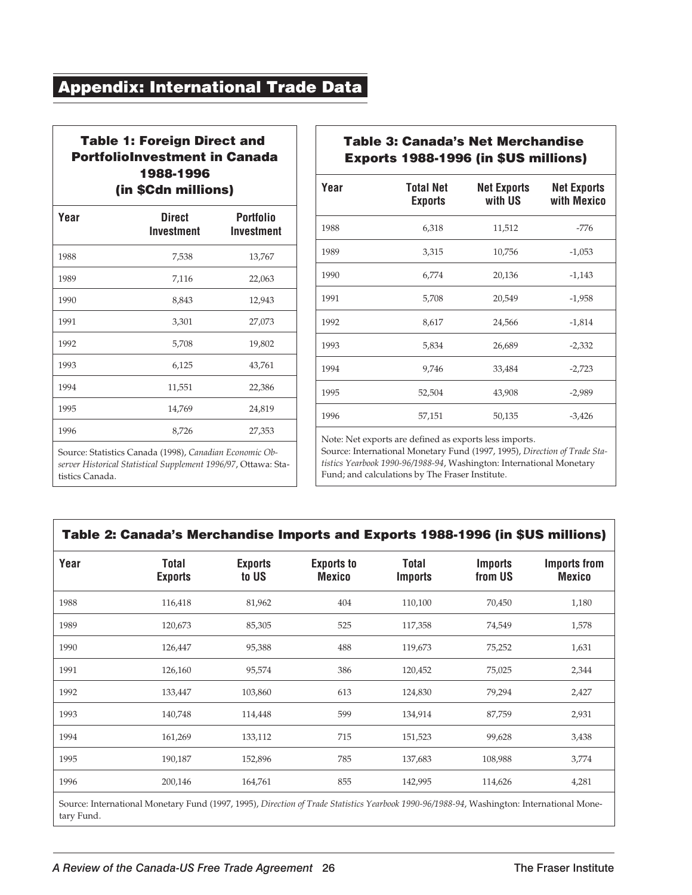## Appendix: International Trade Data

### Table 1: Foreign Direct and PortfolioInvestment in Canada 1988-1996 (in $Cdn millions)

| Year | Direct Investment | Portfolio Investment |
|---|---|---|
| 1988 | 7,538 | 13,767 |
| 1989 | 7,116 | 22,063 |
| 1990 | 8,843 | 12,943 |
| 1991 | 3,301 | 27,073 |
| 1992 | 5,708 | 19,802 |
| 1993 | 6,125 | 43,761 |
| 1994 | 11,551 | 22,386 |
| 1995 | 14,769 | 24,819 |
| 1996 | 8,726 | 27,353 |

Source: Statistics Canada (1998), *Canadian Economic Observer Historical Statistical Supplement 1996/97*, Ottawa: Statistics Canada.

### Table 3: Canada's Net Merchandise Exports 1988-1996 (in $US millions)

| Year | Total Net Exports | Net Exports with US | Net Exports with Mexico |
|---|---|---|---|
| 1988 | 6,318 | 11,512 | -776 |
| 1989 | 3,315 | 10,756 | -1,053 |
| 1990 | 6,774 | 20,136 | -1,143 |
| 1991 | 5,708 | 20,549 | -1,958 |
| 1992 | 8,617 | 24,566 | -1,814 |
| 1993 | 5,834 | 26,689 | -2,332 |
| 1994 | 9,746 | 33,484 | -2,723 |
| 1995 | 52,504 | 43,908 | -2,989 |
| 1996 | 57,151 | 50,135 | -3,426 |

Note: Net exports are defined as exports less imports.
Source: International Monetary Fund (1997, 1995), *Direction of Trade Statistics Yearbook 1990-96/1988-94*, Washington: International Monetary Fund; and calculations by The Fraser Institute.

### Table 2: Canada's Merchandise Imports and Exports 1988-1996 (in $US millions)

| Year | Total Exports | Exports to US | Exports to Mexico | Total Imports | Imports from US | Imports from Mexico |
|---|---|---|---|---|---|---|
| 1988 | 116,418 | 81,962 | 404 | 110,100 | 70,450 | 1,180 |
| 1989 | 120,673 | 85,305 | 525 | 117,358 | 74,549 | 1,578 |
| 1990 | 126,447 | 95,388 | 488 | 119,673 | 75,252 | 1,631 |
| 1991 | 126,160 | 95,574 | 386 | 120,452 | 75,025 | 2,344 |
| 1992 | 133,447 | 103,860 | 613 | 124,830 | 79,294 | 2,427 |
| 1993 | 140,748 | 114,448 | 599 | 134,914 | 87,759 | 2,931 |
| 1994 | 161,269 | 133,112 | 715 | 151,523 | 99,628 | 3,438 |
| 1995 | 190,187 | 152,896 | 785 | 137,683 | 108,988 | 3,774 |
| 1996 | 200,146 | 164,761 | 855 | 142,995 | 114,626 | 4,281 |

Source: International Monetary Fund (1997, 1995), *Direction of Trade Statistics Yearbook 1990-96/1988-94*, Washington: International Monetary Fund.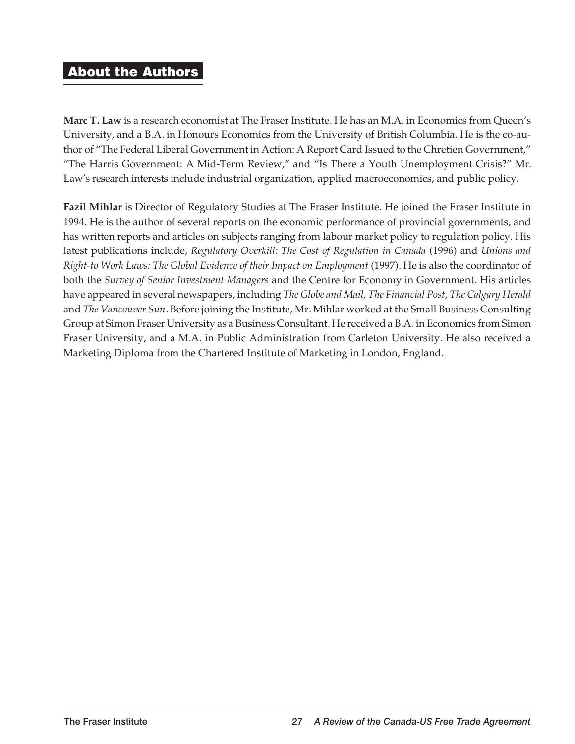## About the Authors

**Marc T. Law** is a research economist at The Fraser Institute. He has an M.A. in Economics from Queen's University, and a B.A. in Honours Economics from the University of British Columbia. He is the co-author of "The Federal Liberal Government in Action: A Report Card Issued to the Chretien Government," "The Harris Government: A Mid-Term Review," and "Is There a Youth Unemployment Crisis?" Mr. Law's research interests include industrial organization, applied macroeconomics, and public policy.

**Fazil Mihlar** is Director of Regulatory Studies at The Fraser Institute. He joined the Fraser Institute in 1994. He is the author of several reports on the economic performance of provincial governments, and has written reports and articles on subjects ranging from labour market policy to regulation policy. His latest publications include, *Regulatory Overkill: The Cost of Regulation in Canada* (1996) and *Unions and Right-to Work Laws: The Global Evidence of their Impact on Employment* (1997). He is also the coordinator of both the *Survey of Senior Investment Managers* and the Centre for Economy in Government. His articles have appeared in several newspapers, including *The Globe and Mail, The Financial Post, The Calgary Herald* and *The Vancouver Sun*. Before joining the Institute, Mr. Mihlar worked at the Small Business Consulting Group at Simon Fraser University as a Business Consultant. He received a B.A. in Economics from Simon Fraser University, and a M.A. in Public Administration from Carleton University. He also received a Marketing Diploma from the Chartered Institute of Marketing in London, England.